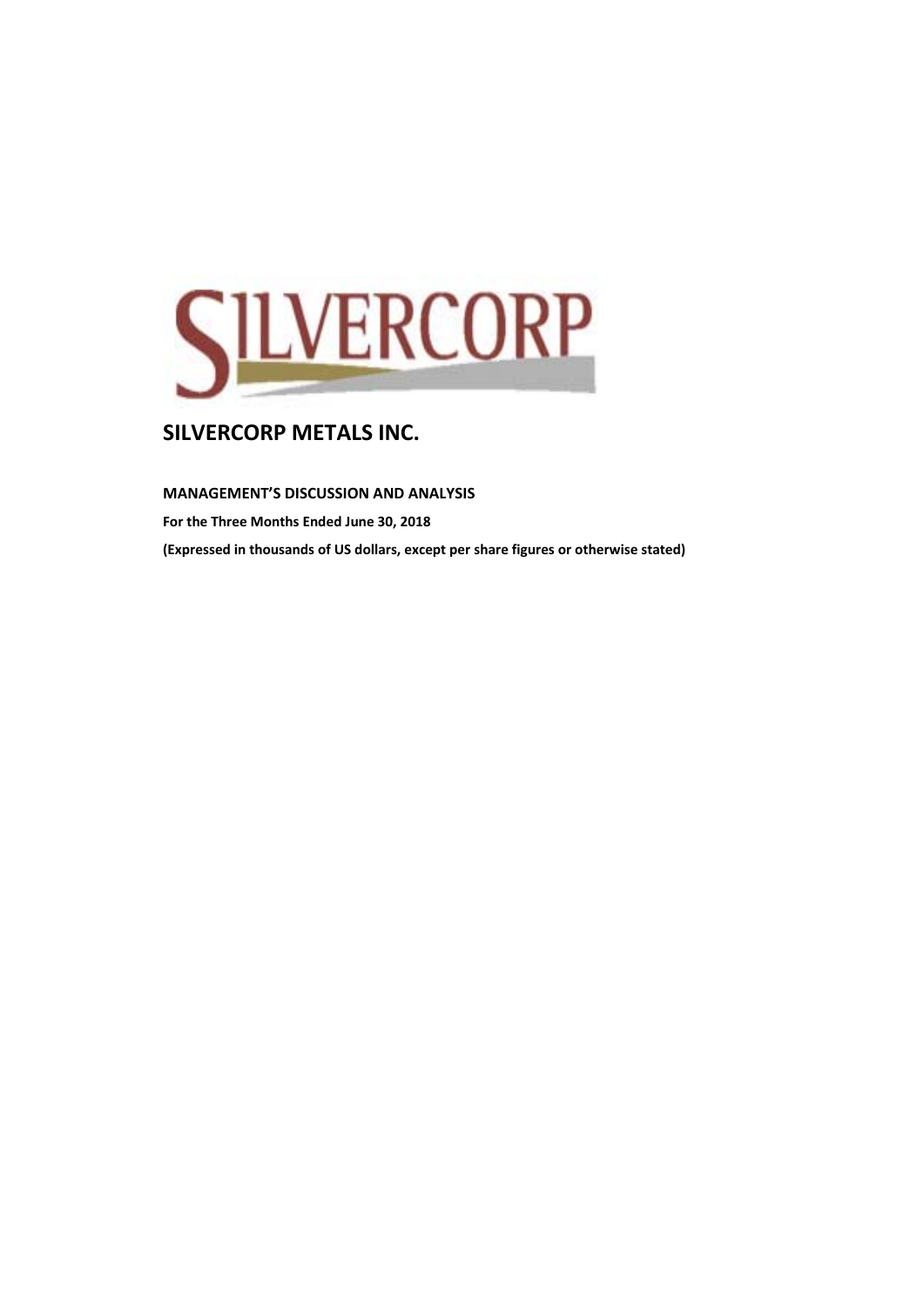SILVERCORP

# SILVERCORP METALS INC.

**MANAGEMENT'S DISCUSSION AND ANALYSIS**

**For the Three Months Ended June 30, 2018**

**(Expressed in thousands of US dollars, except per share figures or otherwise stated)**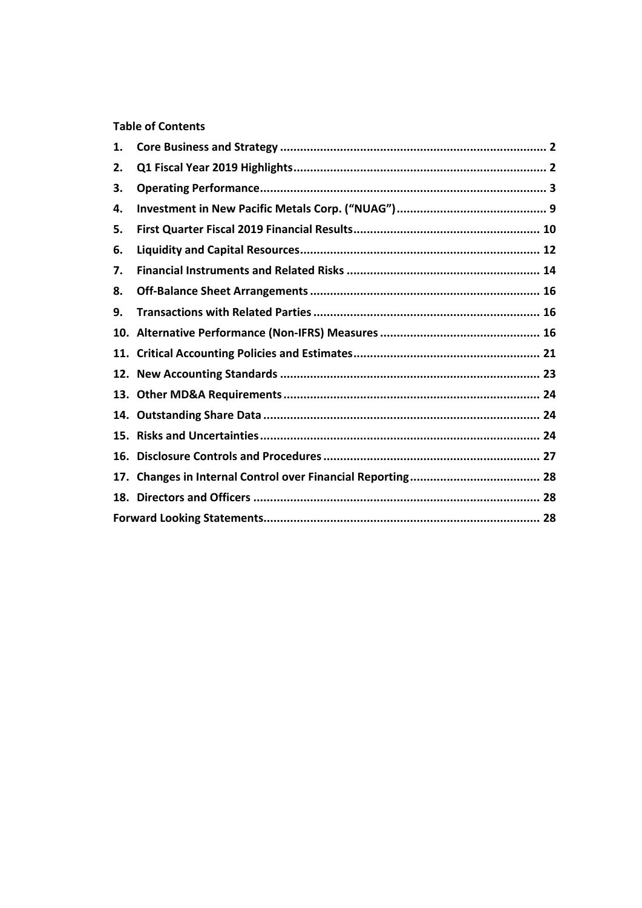**Table of Contents**

| | | |
|---|---|---|
| 1. | Core Business and Strategy | 2 |
| 2. | Q1 Fiscal Year 2019 Highlights | 2 |
| 3. | Operating Performance | 3 |
| 4. | Investment in New Pacific Metals Corp. ("NUAG") | 9 |
| 5. | First Quarter Fiscal 2019 Financial Results | 10 |
| 6. | Liquidity and Capital Resources | 12 |
| 7. | Financial Instruments and Related Risks | 14 |
| 8. | Off-Balance Sheet Arrangements | 16 |
| 9. | Transactions with Related Parties | 16 |
| 10. | Alternative Performance (Non-IFRS) Measures | 16 |
| 11. | Critical Accounting Policies and Estimates | 21 |
| 12. | New Accounting Standards | 23 |
| 13. | Other MD&A Requirements | 24 |
| 14. | Outstanding Share Data | 24 |
| 15. | Risks and Uncertainties | 24 |
| 16. | Disclosure Controls and Procedures | 27 |
| 17. | Changes in Internal Control over Financial Reporting | 28 |
| 18. | Directors and Officers | 28 |
| | Forward Looking Statements | 28 |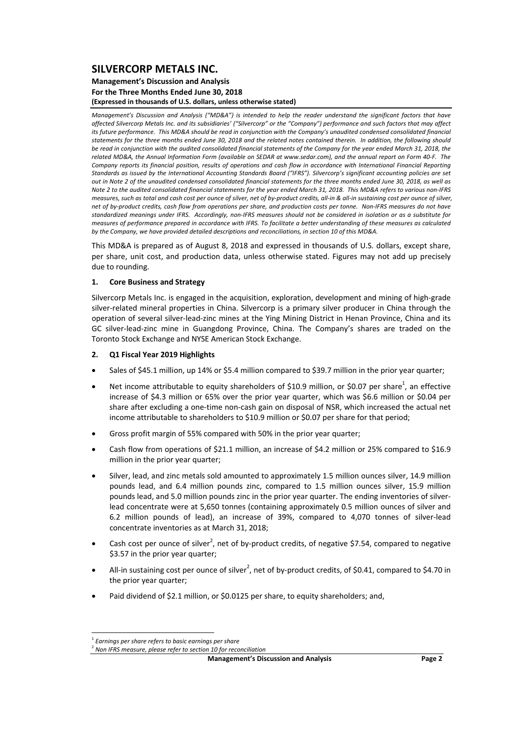# SILVERCORP METALS INC.

**Management's Discussion and Analysis**
**For the Three Months Ended June 30, 2018**
**(Expressed in thousands of U.S. dollars, unless otherwise stated)**

*Management's Discussion and Analysis ("MD&A") is intended to help the reader understand the significant factors that have affected Silvercorp Metals Inc. and its subsidiaries' ("Silvercorp" or the "Company") performance and such factors that may affect its future performance. This MD&A should be read in conjunction with the Company's unaudited condensed consolidated financial statements for the three months ended June 30, 2018 and the related notes contained therein. In addition, the following should be read in conjunction with the audited consolidated financial statements of the Company for the year ended March 31, 2018, the related MD&A, the Annual Information Form (available on SEDAR at www.sedar.com), and the annual report on Form 40-F. The Company reports its financial position, results of operations and cash flow in accordance with International Financial Reporting Standards as issued by the International Accounting Standards Board ("IFRS"). Silvercorp's significant accounting policies are set out in Note 2 of the unaudited condensed consolidated financial statements for the three months ended June 30, 2018, as well as Note 2 to the audited consolidated financial statements for the year ended March 31, 2018. This MD&A refers to various non-IFRS measures, such as total and cash cost per ounce of silver, net of by-product credits, all-in & all-in sustaining cost per ounce of silver, net of by-product credits, cash flow from operations per share, and production costs per tonne. Non-IFRS measures do not have standardized meanings under IFRS. Accordingly, non-IFRS measures should not be considered in isolation or as a substitute for measures of performance prepared in accordance with IFRS. To facilitate a better understanding of these measures as calculated by the Company, we have provided detailed descriptions and reconciliations, in section 10 of this MD&A.*

This MD&A is prepared as of August 8, 2018 and expressed in thousands of U.S. dollars, except share, per share, unit cost, and production data, unless otherwise stated. Figures may not add up precisely due to rounding.

## 1. Core Business and Strategy

Silvercorp Metals Inc. is engaged in the acquisition, exploration, development and mining of high-grade silver-related mineral properties in China. Silvercorp is a primary silver producer in China through the operation of several silver-lead-zinc mines at the Ying Mining District in Henan Province, China and its GC silver-lead-zinc mine in Guangdong Province, China. The Company's shares are traded on the Toronto Stock Exchange and NYSE American Stock Exchange.

## 2. Q1 Fiscal Year 2019 Highlights

- Sales of $45.1 million, up 14% or $5.4 million compared to $39.7 million in the prior year quarter;
- Net income attributable to equity shareholders of $10.9 million, or $0.07 per share[1], an effective increase of $4.3 million or 65% over the prior year quarter, which was $6.6 million or $0.04 per share after excluding a one-time non-cash gain on disposal of NSR, which increased the actual net income attributable to shareholders to $10.9 million or $0.07 per share for that period;
- Gross profit margin of 55% compared with 50% in the prior year quarter;
- Cash flow from operations of $21.1 million, an increase of $4.2 million or 25% compared to $16.9 million in the prior year quarter;
- Silver, lead, and zinc metals sold amounted to approximately 1.5 million ounces silver, 14.9 million pounds lead, and 6.4 million pounds zinc, compared to 1.5 million ounces silver, 15.9 million pounds lead, and 5.0 million pounds zinc in the prior year quarter. The ending inventories of silver-lead concentrate were at 5,650 tonnes (containing approximately 0.5 million ounces of silver and 6.2 million pounds of lead), an increase of 39%, compared to 4,070 tonnes of silver-lead concentrate inventories as at March 31, 2018;
- Cash cost per ounce of silver[2], net of by-product credits, of negative $7.54, compared to negative $3.57 in the prior year quarter;
- All-in sustaining cost per ounce of silver[2], net of by-product credits, of $0.41, compared to $4.70 in the prior year quarter;
- Paid dividend of $2.1 million, or $0.0125 per share, to equity shareholders; and,

---

[1] *Earnings per share refers to basic earnings per share*
[2] *Non IFRS measure, please refer to section 10 for reconciliation*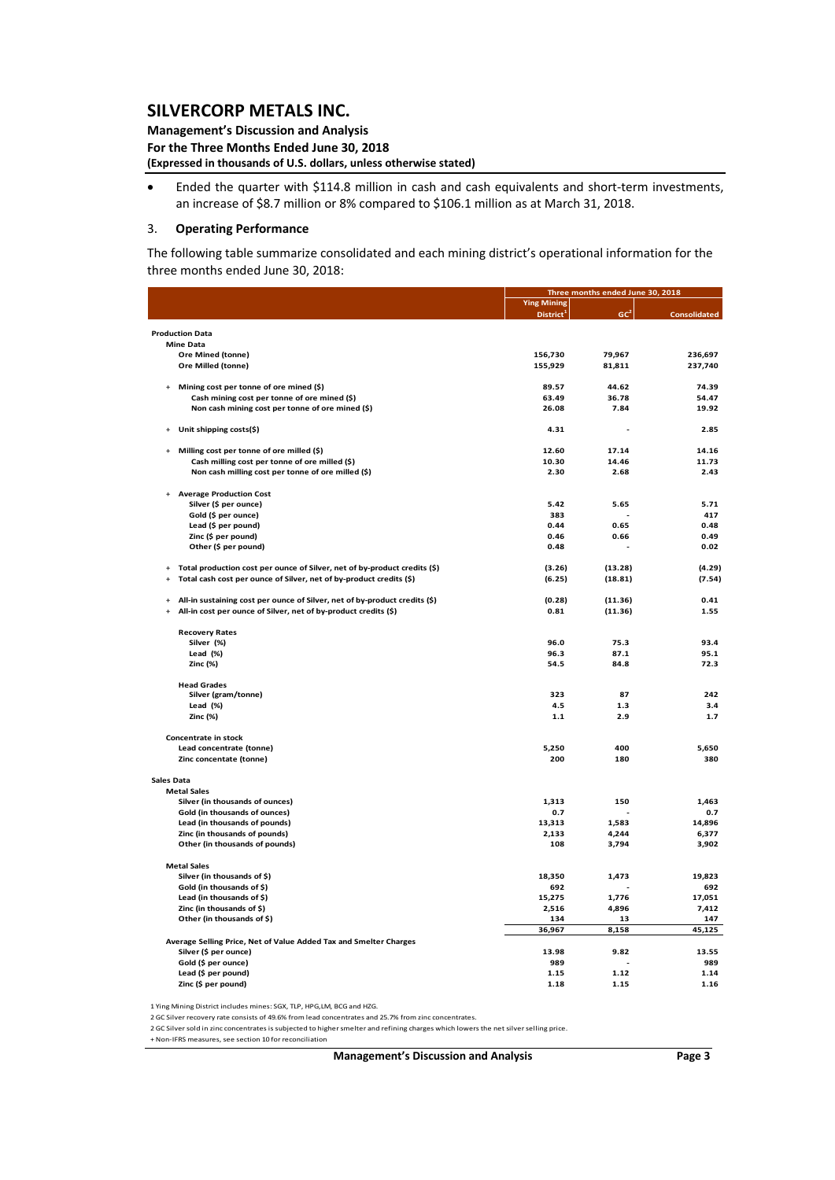- Ended the quarter with $114.8 million in cash and cash equivalents and short-term investments, an increase of $8.7 million or 8% compared to $106.1 million as at March 31, 2018.

## 3. Operating Performance

The following table summarize consolidated and each mining district's operational information for the three months ended June 30, 2018:

| | Three months ended June 30, 2018 | | |
|---|---|---|---|
| | Ying Mining District[1] | GC[2] | Consolidated |
| **Production Data** | | | |
| **Mine Data** | | | |
| Ore Mined (tonne) | 156,730 | 79,967 | 236,697 |
| Ore Milled (tonne) | 155,929 | 81,811 | 237,740 |
| + Mining cost per tonne of ore mined ($) | 89.57 | 44.62 | 74.39 |
| Cash mining cost per tonne of ore mined ($) | 63.49 | 36.78 | 54.47 |
| Non cash mining cost per tonne of ore mined ($) | 26.08 | 7.84 | 19.92 |
| + Unit shipping costs($) | 4.31 | - | 2.85 |
| + Milling cost per tonne of ore milled ($) | 12.60 | 17.14 | 14.16 |
| Cash milling cost per tonne of ore milled ($) | 10.30 | 14.46 | 11.73 |
| Non cash milling cost per tonne of ore milled ($) | 2.30 | 2.68 | 2.43 |
| + Average Production Cost | | | |
| Silver ($ per ounce) | 5.42 | 5.65 | 5.71 |
| Gold ($ per ounce) | 383 | - | 417 |
| Lead ($ per pound) | 0.44 | 0.65 | 0.48 |
| Zinc ($ per pound) | 0.46 | 0.66 | 0.49 |
| Other ($ per pound) | 0.48 | - | 0.02 |
| + Total production cost per ounce of Silver, net of by-product credits ($) | (3.26) | (13.28) | (4.29) |
| + Total cash cost per ounce of Silver, net of by-product credits ($) | (6.25) | (18.81) | (7.54) |
| + All-in sustaining cost per ounce of Silver, net of by-product credits ($) | (0.28) | (11.36) | 0.41 |
| + All-in cost per ounce of Silver, net of by-product credits ($) | 0.81 | (11.36) | 1.55 |
| **Recovery Rates** | | | |
| Silver (%) | 96.0 | 75.3 | 93.4 |
| Lead (%) | 96.3 | 87.1 | 95.1 |
| Zinc (%) | 54.5 | 84.8 | 72.3 |
| **Head Grades** | | | |
| Silver (gram/tonne) | 323 | 87 | 242 |
| Lead (%) | 4.5 | 1.3 | 3.4 |
| Zinc (%) | 1.1 | 2.9 | 1.7 |
| **Concentrate in stock** | | | |
| Lead concentrate (tonne) | 5,250 | 400 | 5,650 |
| Zinc concentate (tonne) | 200 | 180 | 380 |
| **Sales Data** | | | |
| **Metal Sales** | | | |
| Silver (in thousands of ounces) | 1,313 | 150 | 1,463 |
| Gold (in thousands of ounces) | 0.7 | - | 0.7 |
| Lead (in thousands of pounds) | 13,313 | 1,583 | 14,896 |
| Zinc (in thousands of pounds) | 2,133 | 4,244 | 6,377 |
| Other (in thousands of pounds) | 108 | 3,794 | 3,902 |
| **Metal Sales** | | | |
| Silver (in thousands of $) | 18,350 | 1,473 | 19,823 |
| Gold (in thousands of $) | 692 | - | 692 |
| Lead (in thousands of $) | 15,275 | 1,776 | 17,051 |
| Zinc (in thousands of $) | 2,516 | 4,896 | 7,412 |
| Other (in thousands of $) | 134 | 13 | 147 |
| | 36,967 | 8,158 | 45,125 |
| **Average Selling Price, Net of Value Added Tax and Smelter Charges** | | | |
| Silver ($ per ounce) | 13.98 | 9.82 | 13.55 |
| Gold ($ per ounce) | 989 | - | 989 |
| Lead ($ per pound) | 1.15 | 1.12 | 1.14 |
| Zinc ($ per pound) | 1.18 | 1.15 | 1.16 |

1 Ying Mining District includes mines: SGX, TLP, HPG,LM, BCG and HZG.

2 GC Silver recovery rate consists of 49.6% from lead concentrates and 25.7% from zinc concentrates.

2 GC Silver sold in zinc concentrates is subjected to higher smelter and refining charges which lowers the net silver selling price.

\+ Non-IFRS measures, see section 10 for reconciliation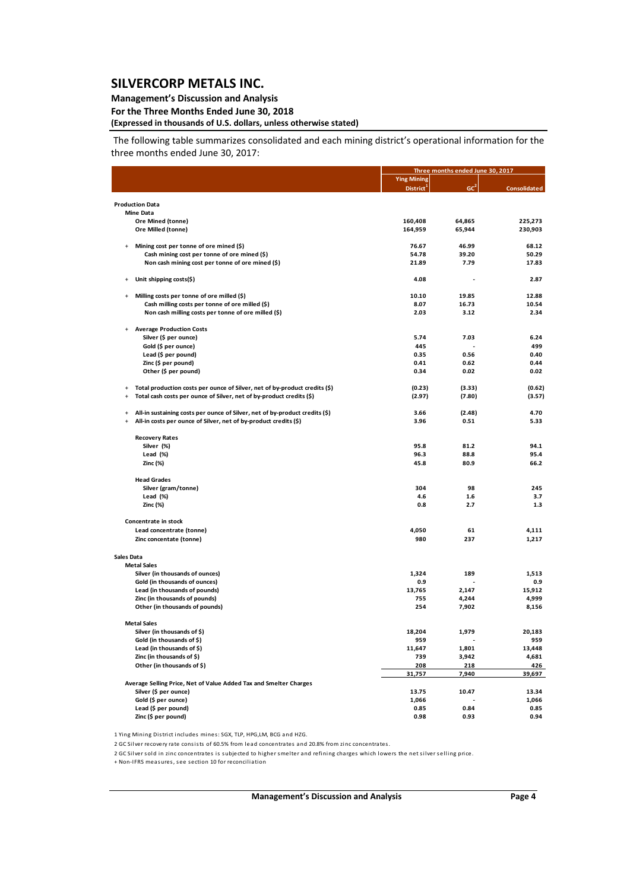# SILVERCORP METALS INC.

**Management's Discussion and Analysis**
**For the Three Months Ended June 30, 2018**
**(Expressed in thousands of U.S. dollars, unless otherwise stated)**

The following table summarizes consolidated and each mining district's operational information for the three months ended June 30, 2017:

| | Three months ended June 30, 2017 | | |
|---|---|---|---|
| | Ying Mining District[1] | GC[2] | Consolidated |
| **Production Data** | | | |
| **Mine Data** | | | |
| Ore Mined (tonne) | 160,408 | 64,865 | 225,273 |
| Ore Milled (tonne) | 164,959 | 65,944 | 230,903 |
| + Mining cost per tonne of ore mined ($) | 76.67 | 46.99 | 68.12 |
| Cash mining cost per tonne of ore mined ($) | 54.78 | 39.20 | 50.29 |
| Non cash mining cost per tonne of ore mined ($) | 21.89 | 7.79 | 17.83 |
| + Unit shipping costs($) | 4.08 | - | 2.87 |
| + Milling costs per tonne of ore milled ($) | 10.10 | 19.85 | 12.88 |
| Cash milling costs per tonne of ore milled ($) | 8.07 | 16.73 | 10.54 |
| Non cash milling costs per tonne of ore milled ($) | 2.03 | 3.12 | 2.34 |
| + Average Production Costs | | | |
| Silver ($ per ounce) | 5.74 | 7.03 | 6.24 |
| Gold ($ per ounce) | 445 | - | 499 |
| Lead ($ per pound) | 0.35 | 0.56 | 0.40 |
| Zinc ($ per pound) | 0.41 | 0.62 | 0.44 |
| Other ($ per pound) | 0.34 | 0.02 | 0.02 |
| + Total production costs per ounce of Silver, net of by-product credits ($) | (0.23) | (3.33) | (0.62) |
| + Total cash costs per ounce of Silver, net of by-product credits ($) | (2.97) | (7.80) | (3.57) |
| + All-in sustaining costs per ounce of Silver, net of by-product credits ($) | 3.66 | (2.48) | 4.70 |
| + All-in costs per ounce of Silver, net of by-product credits ($) | 3.96 | 0.51 | 5.33 |
| **Recovery Rates** | | | |
| Silver (%) | 95.8 | 81.2 | 94.1 |
| Lead (%) | 96.3 | 88.8 | 95.4 |
| Zinc (%) | 45.8 | 80.9 | 66.2 |
| **Head Grades** | | | |
| Silver (gram/tonne) | 304 | 98 | 245 |
| Lead (%) | 4.6 | 1.6 | 3.7 |
| Zinc (%) | 0.8 | 2.7 | 1.3 |
| **Concentrate in stock** | | | |
| Lead concentrate (tonne) | 4,050 | 61 | 4,111 |
| Zinc concentate (tonne) | 980 | 237 | 1,217 |
| **Sales Data** | | | |
| **Metal Sales** | | | |
| Silver (in thousands of ounces) | 1,324 | 189 | 1,513 |
| Gold (in thousands of ounces) | 0.9 | - | 0.9 |
| Lead (in thousands of pounds) | 13,765 | 2,147 | 15,912 |
| Zinc (in thousands of pounds) | 755 | 4,244 | 4,999 |
| Other (in thousands of pounds) | 254 | 7,902 | 8,156 |
| **Metal Sales** | | | |
| Silver (in thousands of $) | 18,204 | 1,979 | 20,183 |
| Gold (in thousands of $) | 959 | - | 959 |
| Lead (in thousands of $) | 11,647 | 1,801 | 13,448 |
| Zinc (in thousands of $) | 739 | 3,942 | 4,681 |
| Other (in thousands of $) | 208 | 218 | 426 |
| | 31,757 | 7,940 | 39,697 |
| **Average Selling Price, Net of Value Added Tax and Smelter Charges** | | | |
| Silver ($ per ounce) | 13.75 | 10.47 | 13.34 |
| Gold ($ per ounce) | 1,066 | - | 1,066 |
| Lead ($ per pound) | 0.85 | 0.84 | 0.85 |
| Zinc ($ per pound) | 0.98 | 0.93 | 0.94 |

1 Ying Mining District includes mines: SGX, TLP, HPG,LM, BCG and HZG.

2 GC Silver recovery rate consists of 60.5% from lead concentrates and 20.8% from zinc concentrates.

2 GC Silver sold in zinc concentrates is subjected to higher smelter and refining charges which lowers the net silver selling price.

\+ Non-IFRS measures, see section 10 for reconciliation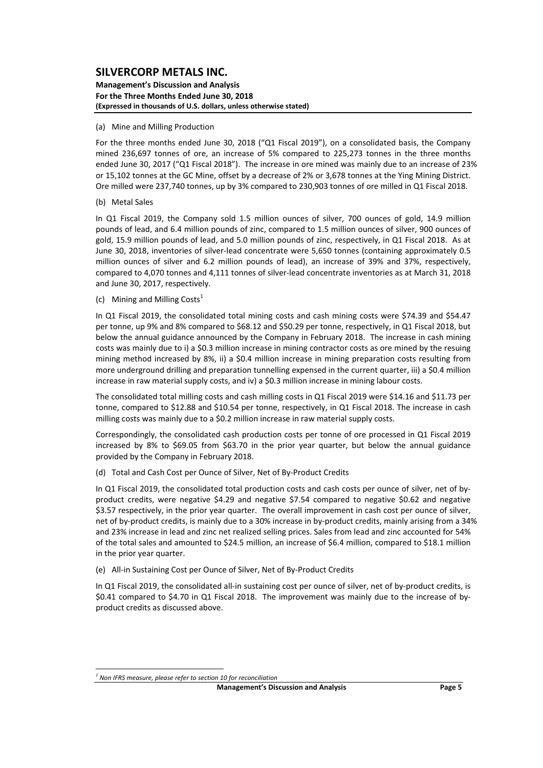(a) Mine and Milling Production

For the three months ended June 30, 2018 ("Q1 Fiscal 2019"), on a consolidated basis, the Company mined 236,697 tonnes of ore, an increase of 5% compared to 225,273 tonnes in the three months ended June 30, 2017 ("Q1 Fiscal 2018"). The increase in ore mined was mainly due to an increase of 23% or 15,102 tonnes at the GC Mine, offset by a decrease of 2% or 3,678 tonnes at the Ying Mining District. Ore milled were 237,740 tonnes, up by 3% compared to 230,903 tonnes of ore milled in Q1 Fiscal 2018.

(b) Metal Sales

In Q1 Fiscal 2019, the Company sold 1.5 million ounces of silver, 700 ounces of gold, 14.9 million pounds of lead, and 6.4 million pounds of zinc, compared to 1.5 million ounces of silver, 900 ounces of gold, 15.9 million pounds of lead, and 5.0 million pounds of zinc, respectively, in Q1 Fiscal 2018. As at June 30, 2018, inventories of silver-lead concentrate were 5,650 tonnes (containing approximately 0.5 million ounces of silver and 6.2 million pounds of lead), an increase of 39% and 37%, respectively, compared to 4,070 tonnes and 4,111 tonnes of silver-lead concentrate inventories as at March 31, 2018 and June 30, 2017, respectively.

(c) Mining and Milling Costs[1]

In Q1 Fiscal 2019, the consolidated total mining costs and cash mining costs were $74.39 and $54.47 per tonne, up 9% and 8% compared to $68.12 and $50.29 per tonne, respectively, in Q1 Fiscal 2018, but below the annual guidance announced by the Company in February 2018. The increase in cash mining costs was mainly due to i) a $0.3 million increase in mining contractor costs as ore mined by the resuing mining method increased by 8%, ii) a $0.4 million increase in mining preparation costs resulting from more underground drilling and preparation tunnelling expensed in the current quarter, iii) a $0.4 million increase in raw material supply costs, and iv) a $0.3 million increase in mining labour costs.

The consolidated total milling costs and cash milling costs in Q1 Fiscal 2019 were $14.16 and $11.73 per tonne, compared to $12.88 and $10.54 per tonne, respectively, in Q1 Fiscal 2018. The increase in cash milling costs was mainly due to a $0.2 million increase in raw material supply costs.

Correspondingly, the consolidated cash production costs per tonne of ore processed in Q1 Fiscal 2019 increased by 8% to $69.05 from $63.70 in the prior year quarter, but below the annual guidance provided by the Company in February 2018.

(d) Total and Cash Cost per Ounce of Silver, Net of By-Product Credits

In Q1 Fiscal 2019, the consolidated total production costs and cash costs per ounce of silver, net of by-product credits, were negative $4.29 and negative $7.54 compared to negative $0.62 and negative $3.57 respectively, in the prior year quarter. The overall improvement in cash cost per ounce of silver, net of by-product credits, is mainly due to a 30% increase in by-product credits, mainly arising from a 34% and 23% increase in lead and zinc net realized selling prices. Sales from lead and zinc accounted for 54% of the total sales and amounted to $24.5 million, an increase of $6.4 million, compared to $18.1 million in the prior year quarter.

(e) All-in Sustaining Cost per Ounce of Silver, Net of By-Product Credits

In Q1 Fiscal 2019, the consolidated all-in sustaining cost per ounce of silver, net of by-product credits, is $0.41 compared to $4.70 in Q1 Fiscal 2018. The improvement was mainly due to the increase of by-product credits as discussed above.

---

[1] *Non IFRS measure, please refer to section 10 for reconciliation*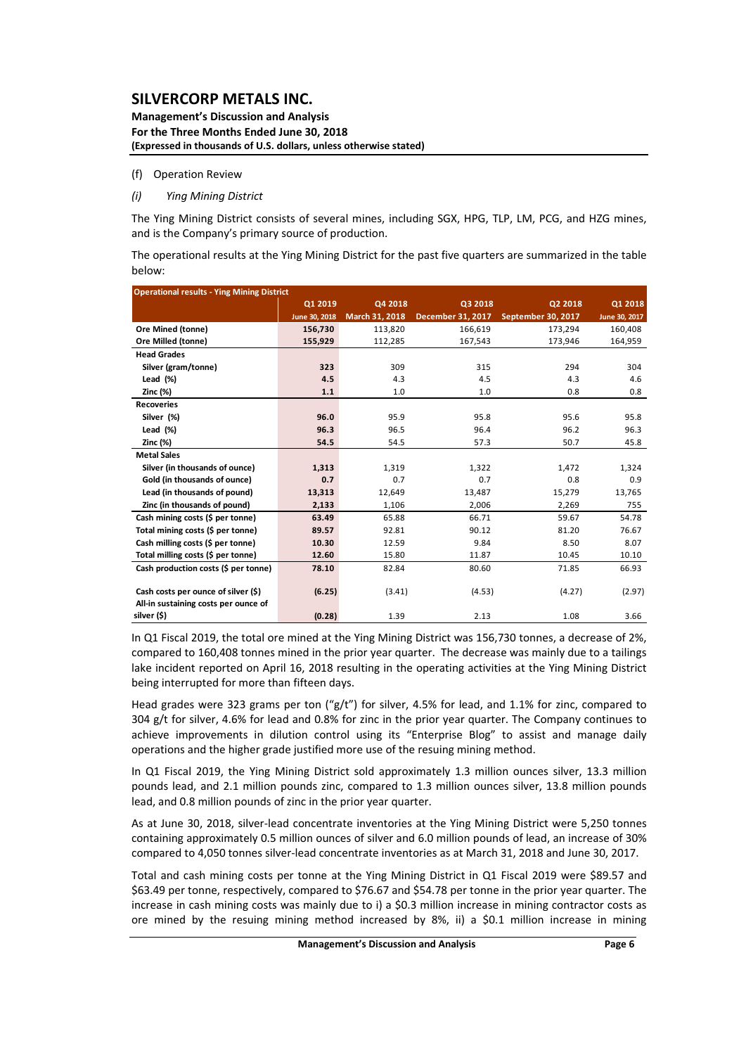(f) Operation Review

*(i) Ying Mining District*

The Ying Mining District consists of several mines, including SGX, HPG, TLP, LM, PCG, and HZG mines, and is the Company's primary source of production.

The operational results at the Ying Mining District for the past five quarters are summarized in the table below:

| Operational results - Ying Mining District | Q1 2019 | Q4 2018 | Q3 2018 | Q2 2018 | Q1 2018 |
|---|---|---|---|---|---|
| | June 30, 2018 | March 31, 2018 | December 31, 2017 | September 30, 2017 | June 30, 2017 |
| **Ore Mined (tonne)** | **156,730** | 113,820 | 166,619 | 173,294 | 160,408 |
| **Ore Milled (tonne)** | **155,929** | 112,285 | 167,543 | 173,946 | 164,959 |
| **Head Grades** | | | | | |
| Silver (gram/tonne) | **323** | 309 | 315 | 294 | 304 |
| Lead (%) | **4.5** | 4.3 | 4.5 | 4.3 | 4.6 |
| Zinc (%) | **1.1** | 1.0 | 1.0 | 0.8 | 0.8 |
| **Recoveries** | | | | | |
| Silver (%) | **96.0** | 95.9 | 95.8 | 95.6 | 95.8 |
| Lead (%) | **96.3** | 96.5 | 96.4 | 96.2 | 96.3 |
| Zinc (%) | **54.5** | 54.5 | 57.3 | 50.7 | 45.8 |
| **Metal Sales** | | | | | |
| Silver (in thousands of ounce) | **1,313** | 1,319 | 1,322 | 1,472 | 1,324 |
| Gold (in thousands of ounce) | **0.7** | 0.7 | 0.7 | 0.8 | 0.9 |
| Lead (in thousands of pound) | **13,313** | 12,649 | 13,487 | 15,279 | 13,765 |
| Zinc (in thousands of pound) | **2,133** | 1,106 | 2,006 | 2,269 | 755 |
| **Cash mining costs ($ per tonne)** | **63.49** | 65.88 | 66.71 | 59.67 | 54.78 |
| **Total mining costs ($ per tonne)** | **89.57** | 92.81 | 90.12 | 81.20 | 76.67 |
| **Cash milling costs ($ per tonne)** | **10.30** | 12.59 | 9.84 | 8.50 | 8.07 |
| **Total milling costs ($ per tonne)** | **12.60** | 15.80 | 11.87 | 10.45 | 10.10 |
| **Cash production costs ($ per tonne)** | **78.10** | 82.84 | 80.60 | 71.85 | 66.93 |
| **Cash costs per ounce of silver ($)** | **(6.25)** | (3.41) | (4.53) | (4.27) | (2.97) |
| **All-in sustaining costs per ounce of silver ($)** | **(0.28)** | 1.39 | 2.13 | 1.08 | 3.66 |

In Q1 Fiscal 2019, the total ore mined at the Ying Mining District was 156,730 tonnes, a decrease of 2%, compared to 160,408 tonnes mined in the prior year quarter. The decrease was mainly due to a tailings lake incident reported on April 16, 2018 resulting in the operating activities at the Ying Mining District being interrupted for more than fifteen days.

Head grades were 323 grams per ton ("g/t") for silver, 4.5% for lead, and 1.1% for zinc, compared to 304 g/t for silver, 4.6% for lead and 0.8% for zinc in the prior year quarter. The Company continues to achieve improvements in dilution control using its "Enterprise Blog" to assist and manage daily operations and the higher grade justified more use of the resuing mining method.

In Q1 Fiscal 2019, the Ying Mining District sold approximately 1.3 million ounces silver, 13.3 million pounds lead, and 2.1 million pounds zinc, compared to 1.3 million ounces silver, 13.8 million pounds lead, and 0.8 million pounds of zinc in the prior year quarter.

As at June 30, 2018, silver-lead concentrate inventories at the Ying Mining District were 5,250 tonnes containing approximately 0.5 million ounces of silver and 6.0 million pounds of lead, an increase of 30% compared to 4,050 tonnes silver-lead concentrate inventories as at March 31, 2018 and June 30, 2017.

Total and cash mining costs per tonne at the Ying Mining District in Q1 Fiscal 2019 were $89.57 and $63.49 per tonne, respectively, compared to $76.67 and $54.78 per tonne in the prior year quarter. The increase in cash mining costs was mainly due to i) a $0.3 million increase in mining contractor costs as ore mined by the resuing mining method increased by 8%, ii) a $0.1 million increase in mining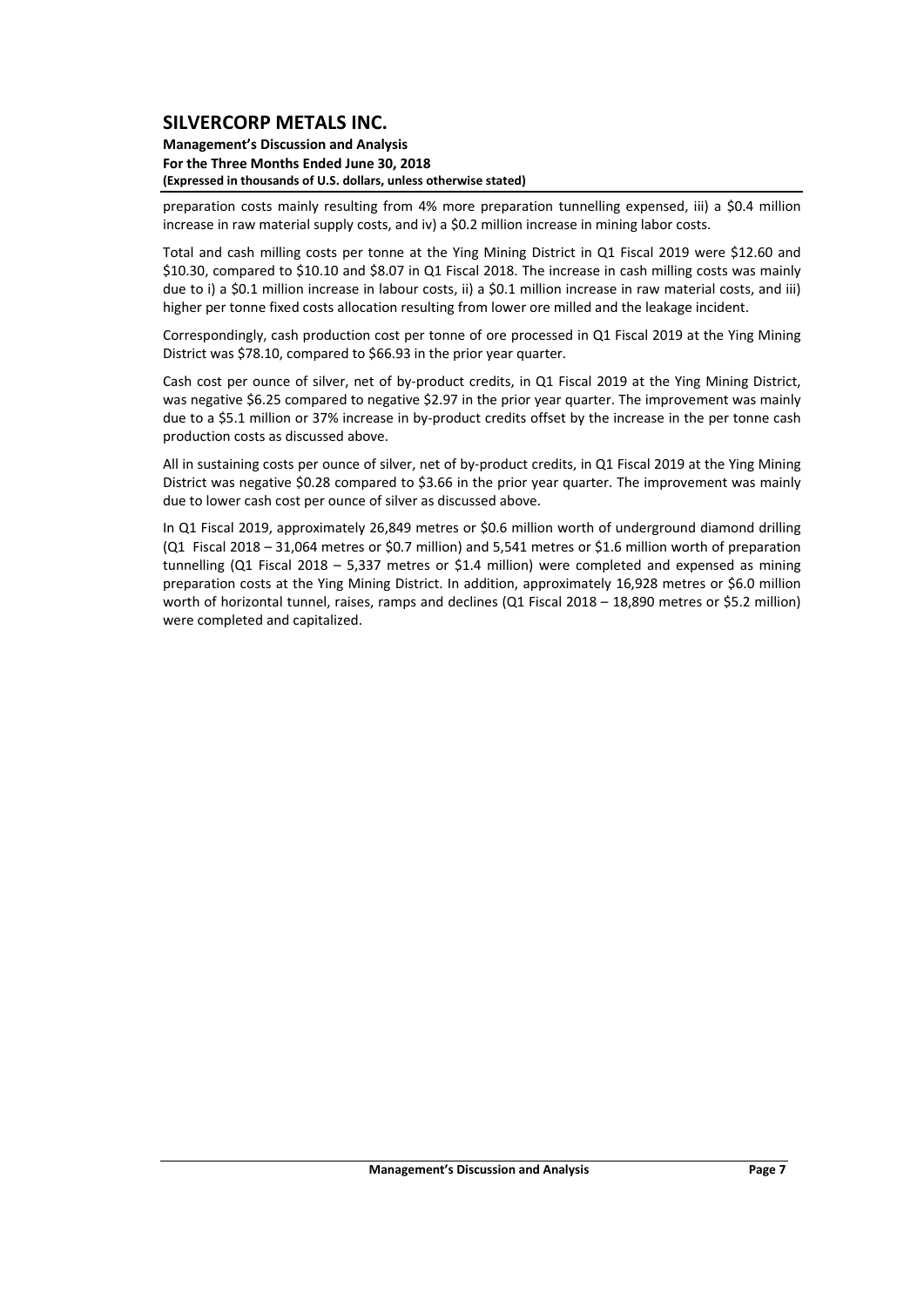preparation costs mainly resulting from 4% more preparation tunnelling expensed, iii) a $0.4 million increase in raw material supply costs, and iv) a $0.2 million increase in mining labor costs.

Total and cash milling costs per tonne at the Ying Mining District in Q1 Fiscal 2019 were $12.60 and $10.30, compared to $10.10 and $8.07 in Q1 Fiscal 2018. The increase in cash milling costs was mainly due to i) a $0.1 million increase in labour costs, ii) a $0.1 million increase in raw material costs, and iii) higher per tonne fixed costs allocation resulting from lower ore milled and the leakage incident.

Correspondingly, cash production cost per tonne of ore processed in Q1 Fiscal 2019 at the Ying Mining District was $78.10, compared to $66.93 in the prior year quarter.

Cash cost per ounce of silver, net of by-product credits, in Q1 Fiscal 2019 at the Ying Mining District, was negative $6.25 compared to negative $2.97 in the prior year quarter. The improvement was mainly due to a $5.1 million or 37% increase in by-product credits offset by the increase in the per tonne cash production costs as discussed above.

All in sustaining costs per ounce of silver, net of by-product credits, in Q1 Fiscal 2019 at the Ying Mining District was negative $0.28 compared to $3.66 in the prior year quarter. The improvement was mainly due to lower cash cost per ounce of silver as discussed above.

In Q1 Fiscal 2019, approximately 26,849 metres or $0.6 million worth of underground diamond drilling (Q1 Fiscal 2018 – 31,064 metres or $0.7 million) and 5,541 metres or $1.6 million worth of preparation tunnelling (Q1 Fiscal 2018 – 5,337 metres or $1.4 million) were completed and expensed as mining preparation costs at the Ying Mining District. In addition, approximately 16,928 metres or $6.0 million worth of horizontal tunnel, raises, ramps and declines (Q1 Fiscal 2018 – 18,890 metres or $5.2 million) were completed and capitalized.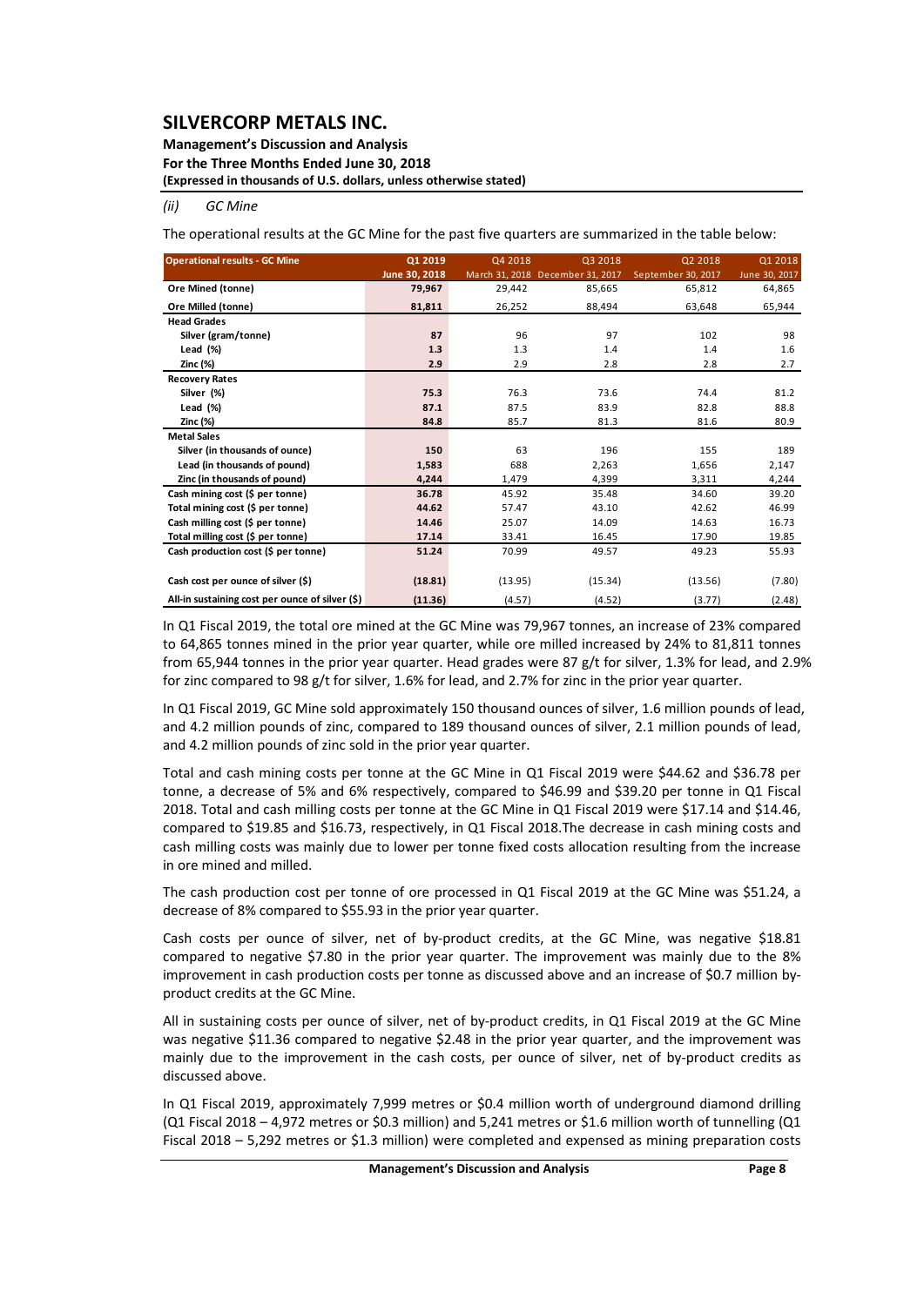*(ii) GC Mine*

The operational results at the GC Mine for the past five quarters are summarized in the table below:

| Operational results - GC Mine | Q1 2019 | Q4 2018 | Q3 2018 | Q2 2018 | Q1 2018 |
|---|---|---|---|---|---|
| | June 30, 2018 | March 31, 2018 | December 31, 2017 | September 30, 2017 | June 30, 2017 |
| Ore Mined (tonne) | 79,967 | 29,442 | 85,665 | 65,812 | 64,865 |
| Ore Milled (tonne) | 81,811 | 26,252 | 88,494 | 63,648 | 65,944 |
| Head Grades | | | | | |
| Silver (gram/tonne) | 87 | 96 | 97 | 102 | 98 |
| Lead (%) | 1.3 | 1.3 | 1.4 | 1.4 | 1.6 |
| Zinc (%) | 2.9 | 2.9 | 2.8 | 2.8 | 2.7 |
| Recovery Rates | | | | | |
| Silver (%) | 75.3 | 76.3 | 73.6 | 74.4 | 81.2 |
| Lead (%) | 87.1 | 87.5 | 83.9 | 82.8 | 88.8 |
| Zinc (%) | 84.8 | 85.7 | 81.3 | 81.6 | 80.9 |
| Metal Sales | | | | | |
| Silver (in thousands of ounce) | 150 | 63 | 196 | 155 | 189 |
| Lead (in thousands of pound) | 1,583 | 688 | 2,263 | 1,656 | 2,147 |
| Zinc (in thousands of pound) | 4,244 | 1,479 | 4,399 | 3,311 | 4,244 |
| Cash mining cost ($ per tonne) | 36.78 | 45.92 | 35.48 | 34.60 | 39.20 |
| Total mining cost ($ per tonne) | 44.62 | 57.47 | 43.10 | 42.62 | 46.99 |
| Cash milling cost ($ per tonne) | 14.46 | 25.07 | 14.09 | 14.63 | 16.73 |
| Total milling cost ($ per tonne) | 17.14 | 33.41 | 16.45 | 17.90 | 19.85 |
| Cash production cost ($ per tonne) | 51.24 | 70.99 | 49.57 | 49.23 | 55.93 |
| Cash cost per ounce of silver ($) | (18.81) | (13.95) | (15.34) | (13.56) | (7.80) |
| All-in sustaining cost per ounce of silver ($) | (11.36) | (4.57) | (4.52) | (3.77) | (2.48) |

In Q1 Fiscal 2019, the total ore mined at the GC Mine was 79,967 tonnes, an increase of 23% compared to 64,865 tonnes mined in the prior year quarter, while ore milled increased by 24% to 81,811 tonnes from 65,944 tonnes in the prior year quarter. Head grades were 87 g/t for silver, 1.3% for lead, and 2.9% for zinc compared to 98 g/t for silver, 1.6% for lead, and 2.7% for zinc in the prior year quarter.

In Q1 Fiscal 2019, GC Mine sold approximately 150 thousand ounces of silver, 1.6 million pounds of lead, and 4.2 million pounds of zinc, compared to 189 thousand ounces of silver, 2.1 million pounds of lead, and 4.2 million pounds of zinc sold in the prior year quarter.

Total and cash mining costs per tonne at the GC Mine in Q1 Fiscal 2019 were $44.62 and $36.78 per tonne, a decrease of 5% and 6% respectively, compared to $46.99 and $39.20 per tonne in Q1 Fiscal 2018. Total and cash milling costs per tonne at the GC Mine in Q1 Fiscal 2019 were $17.14 and $14.46, compared to $19.85 and $16.73, respectively, in Q1 Fiscal 2018.The decrease in cash mining costs and cash milling costs was mainly due to lower per tonne fixed costs allocation resulting from the increase in ore mined and milled.

The cash production cost per tonne of ore processed in Q1 Fiscal 2019 at the GC Mine was $51.24, a decrease of 8% compared to $55.93 in the prior year quarter.

Cash costs per ounce of silver, net of by-product credits, at the GC Mine, was negative $18.81 compared to negative $7.80 in the prior year quarter. The improvement was mainly due to the 8% improvement in cash production costs per tonne as discussed above and an increase of $0.7 million by-product credits at the GC Mine.

All in sustaining costs per ounce of silver, net of by-product credits, in Q1 Fiscal 2019 at the GC Mine was negative $11.36 compared to negative $2.48 in the prior year quarter, and the improvement was mainly due to the improvement in the cash costs, per ounce of silver, net of by-product credits as discussed above.

In Q1 Fiscal 2019, approximately 7,999 metres or $0.4 million worth of underground diamond drilling (Q1 Fiscal 2018 – 4,972 metres or $0.3 million) and 5,241 metres or $1.6 million worth of tunnelling (Q1 Fiscal 2018 – 5,292 metres or $1.3 million) were completed and expensed as mining preparation costs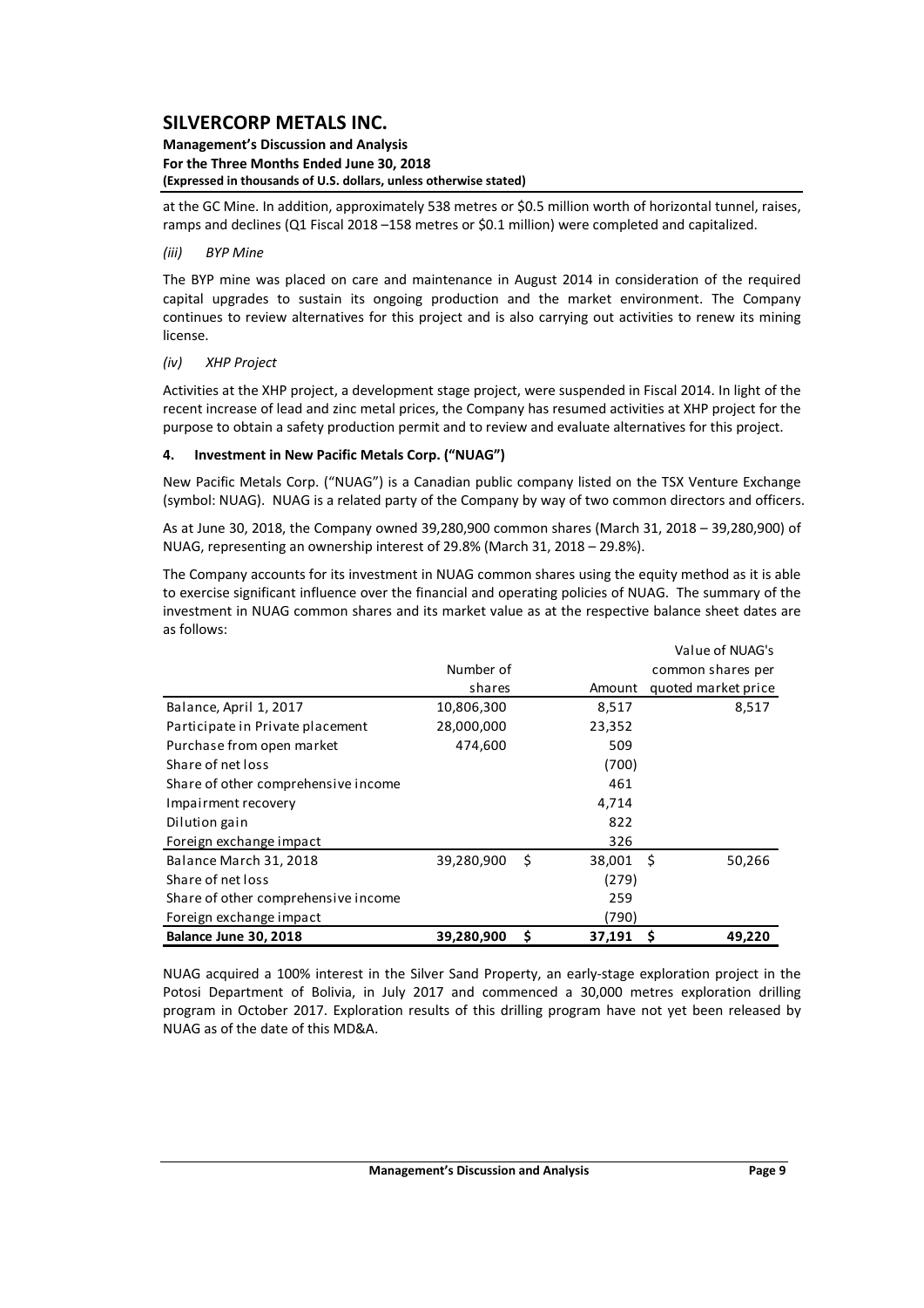at the GC Mine. In addition, approximately 538 metres or \$0.5 million worth of horizontal tunnel, raises, ramps and declines (Q1 Fiscal 2018 –158 metres or \$0.1 million) were completed and capitalized.

*(iii) BYP Mine*

The BYP mine was placed on care and maintenance in August 2014 in consideration of the required capital upgrades to sustain its ongoing production and the market environment. The Company continues to review alternatives for this project and is also carrying out activities to renew its mining license.

*(iv) XHP Project*

Activities at the XHP project, a development stage project, were suspended in Fiscal 2014. In light of the recent increase of lead and zinc metal prices, the Company has resumed activities at XHP project for the purpose to obtain a safety production permit and to review and evaluate alternatives for this project.

## 4. Investment in New Pacific Metals Corp. ("NUAG")

New Pacific Metals Corp. ("NUAG") is a Canadian public company listed on the TSX Venture Exchange (symbol: NUAG). NUAG is a related party of the Company by way of two common directors and officers.

As at June 30, 2018, the Company owned 39,280,900 common shares (March 31, 2018 – 39,280,900) of NUAG, representing an ownership interest of 29.8% (March 31, 2018 – 29.8%).

The Company accounts for its investment in NUAG common shares using the equity method as it is able to exercise significant influence over the financial and operating policies of NUAG. The summary of the investment in NUAG common shares and its market value as at the respective balance sheet dates are as follows:

| | Number of shares | Amount | Value of NUAG's common shares per quoted market price |
|---|---|---|---|
| Balance, April 1, 2017 | 10,806,300 | 8,517 | 8,517 |
| Participate in Private placement | 28,000,000 | 23,352 | |
| Purchase from open market | 474,600 | 509 | |
| Share of net loss | | (700) | |
| Share of other comprehensive income | | 461 | |
| Impairment recovery | | 4,714 | |
| Dilution gain | | 822 | |
| Foreign exchange impact | | 326 | |
| Balance March 31, 2018 | 39,280,900 | \$ 38,001 | \$ 50,266 |
| Share of net loss | | (279) | |
| Share of other comprehensive income | | 259 | |
| Foreign exchange impact | | (790) | |
| **Balance June 30, 2018** | **39,280,900** | **\$ 37,191** | **\$ 49,220** |

NUAG acquired a 100% interest in the Silver Sand Property, an early-stage exploration project in the Potosi Department of Bolivia, in July 2017 and commenced a 30,000 metres exploration drilling program in October 2017. Exploration results of this drilling program have not yet been released by NUAG as of the date of this MD&A.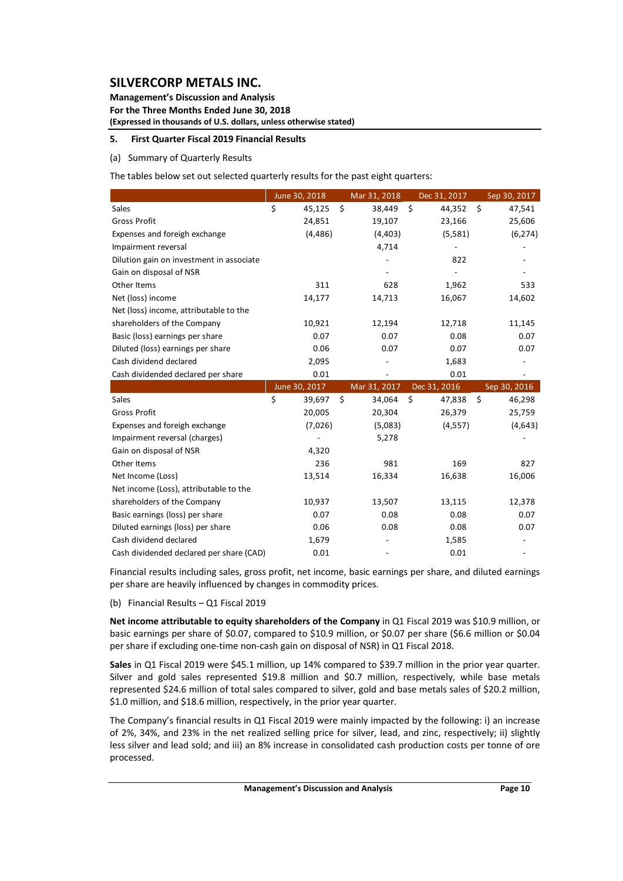## 5. First Quarter Fiscal 2019 Financial Results

(a) Summary of Quarterly Results

The tables below set out selected quarterly results for the past eight quarters:

| | June 30, 2018 | Mar 31, 2018 | Dec 31, 2017 | Sep 30, 2017 |
|---|---|---|---|---|
| Sales | $ 45,125 | $ 38,449 | $ 44,352 | $ 47,541 |
| Gross Profit | 24,851 | 19,107 | 23,166 | 25,606 |
| Expenses and foreign exchange | (4,486) | (4,403) | (5,581) | (6,274) |
| Impairment reversal | | 4,714 | - | - |
| Dilution gain on investment in associate | | - | 822 | - |
| Gain on disposal of NSR | | - | - | - |
| Other Items | 311 | 628 | 1,962 | 533 |
| Net (loss) income | 14,177 | 14,713 | 16,067 | 14,602 |
| Net (loss) income, attributable to the shareholders of the Company | 10,921 | 12,194 | 12,718 | 11,145 |
| Basic (loss) earnings per share | 0.07 | 0.07 | 0.08 | 0.07 |
| Diluted (loss) earnings per share | 0.06 | 0.07 | 0.07 | 0.07 |
| Cash dividend declared | 2,095 | - | 1,683 | - |
| Cash dividended declared per share | 0.01 | - | 0.01 | - |
| | **June 30, 2017** | **Mar 31, 2017** | **Dec 31, 2016** | **Sep 30, 2016** |
| Sales | $ 39,697 | $ 34,064 | $ 47,838 | $ 46,298 |
| Gross Profit | 20,005 | 20,304 | 26,379 | 25,759 |
| Expenses and foreign exchange | (7,026) | (5,083) | (4,557) | (4,643) |
| Impairment reversal (charges) | - | 5,278 | | - |
| Gain on disposal of NSR | 4,320 | | | |
| Other Items | 236 | 981 | 169 | 827 |
| Net Income (Loss) | 13,514 | 16,334 | 16,638 | 16,006 |
| Net income (Loss), attributable to the shareholders of the Company | 10,937 | 13,507 | 13,115 | 12,378 |
| Basic earnings (loss) per share | 0.07 | 0.08 | 0.08 | 0.07 |
| Diluted earnings (loss) per share | 0.06 | 0.08 | 0.08 | 0.07 |
| Cash dividend declared | 1,679 | - | 1,585 | - |
| Cash dividended declared per share (CAD) | 0.01 | - | 0.01 | - |

Financial results including sales, gross profit, net income, basic earnings per share, and diluted earnings per share are heavily influenced by changes in commodity prices.

(b) Financial Results – Q1 Fiscal 2019

**Net income attributable to equity shareholders of the Company** in Q1 Fiscal 2019 was $10.9 million, or basic earnings per share of $0.07, compared to $10.9 million, or $0.07 per share ($6.6 million or $0.04 per share if excluding one-time non-cash gain on disposal of NSR) in Q1 Fiscal 2018.

**Sales** in Q1 Fiscal 2019 were $45.1 million, up 14% compared to $39.7 million in the prior year quarter. Silver and gold sales represented $19.8 million and $0.7 million, respectively, while base metals represented $24.6 million of total sales compared to silver, gold and base metals sales of $20.2 million, $1.0 million, and $18.6 million, respectively, in the prior year quarter.

The Company's financial results in Q1 Fiscal 2019 were mainly impacted by the following: i) an increase of 2%, 34%, and 23% in the net realized selling price for silver, lead, and zinc, respectively; ii) slightly less silver and lead sold; and iii) an 8% increase in consolidated cash production costs per tonne of ore processed.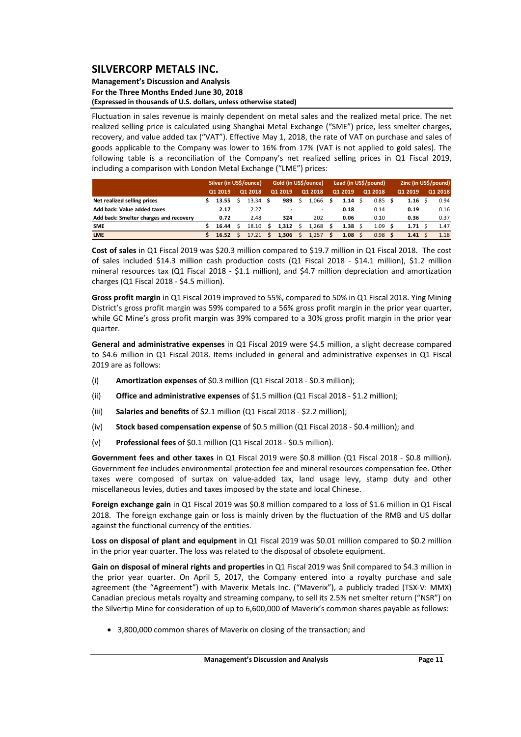Fluctuation in sales revenue is mainly dependent on metal sales and the realized metal price. The net realized selling price is calculated using Shanghai Metal Exchange ("SME") price, less smelter charges, recovery, and value added tax ("VAT"). Effective May 1, 2018, the rate of VAT on purchase and sales of goods applicable to the Company was lower to 16% from 17% (VAT is not applied to gold sales). The following table is a reconciliation of the Company's net realized selling prices in Q1 Fiscal 2019, including a comparison with London Metal Exchange ("LME") prices:

| | Silver (in US$/ounce) | | Gold (in US$/ounce) | | Lead (in US$/pound) | | Zinc (in US$/pound) | |
|---|---|---|---|---|---|---|---|---|
| | Q1 2019 | Q1 2018 | Q1 2019 | Q1 2018 | Q1 2019 | Q1 2018 | Q1 2019 | Q1 2018 |
| **Net realized selling prices** | $ **13.55** | $ 13.34 | $ **989** | $ 1,066 | $ **1.14** | $ 0.85 | $ **1.16** | $ 0.94 |
| **Add back: Value added taxes** | **2.17** | 2.27 | **-** | - | **0.18** | 0.14 | **0.19** | 0.16 |
| **Add back: Smelter charges and recovery** | **0.72** | 2.48 | **324** | 202 | **0.06** | 0.10 | **0.36** | 0.37 |
| **SME** | $ **16.44** | $ 18.10 | $ **1,312** | $ 1,268 | $ **1.38** | $ 1.09 | $ **1.71** | $ 1.47 |
| **LME** | $ **16.52** | $ 17.21 | $ **1,306** | $ 1,257 | $ **1.08** | $ 0.98 | $ **1.41** | $ 1.18 |

**Cost of sales** in Q1 Fiscal 2019 was $20.3 million compared to $19.7 million in Q1 Fiscal 2018. The cost of sales included $14.3 million cash production costs (Q1 Fiscal 2018 - $14.1 million), $1.2 million mineral resources tax (Q1 Fiscal 2018 - $1.1 million), and $4.7 million depreciation and amortization charges (Q1 Fiscal 2018 - $4.5 million).

**Gross profit margin** in Q1 Fiscal 2019 improved to 55%, compared to 50% in Q1 Fiscal 2018. Ying Mining District's gross profit margin was 59% compared to a 56% gross profit margin in the prior year quarter, while GC Mine's gross profit margin was 39% compared to a 30% gross profit margin in the prior year quarter.

**General and administrative expenses** in Q1 Fiscal 2019 were $4.5 million, a slight decrease compared to $4.6 million in Q1 Fiscal 2018. Items included in general and administrative expenses in Q1 Fiscal 2019 are as follows:

(i) **Amortization expenses** of $0.3 million (Q1 Fiscal 2018 - $0.3 million);

(ii) **Office and administrative expenses** of $1.5 million (Q1 Fiscal 2018 - $1.2 million);

(iii) **Salaries and benefits** of $2.1 million (Q1 Fiscal 2018 - $2.2 million);

(iv) **Stock based compensation expense** of $0.5 million (Q1 Fiscal 2018 - $0.4 million); and

(v) **Professional fees** of $0.1 million (Q1 Fiscal 2018 - $0.5 million).

**Government fees and other taxes** in Q1 Fiscal 2019 were $0.8 million (Q1 Fiscal 2018 - $0.8 million). Government fee includes environmental protection fee and mineral resources compensation fee. Other taxes were composed of surtax on value-added tax, land usage levy, stamp duty and other miscellaneous levies, duties and taxes imposed by the state and local Chinese.

**Foreign exchange gain** in Q1 Fiscal 2019 was $0.8 million compared to a loss of $1.6 million in Q1 Fiscal 2018. The foreign exchange gain or loss is mainly driven by the fluctuation of the RMB and US dollar against the functional currency of the entities.

**Loss on disposal of plant and equipment** in Q1 Fiscal 2019 was $0.01 million compared to $0.2 million in the prior year quarter. The loss was related to the disposal of obsolete equipment.

**Gain on disposal of mineral rights and properties** in Q1 Fiscal 2019 was $nil compared to $4.3 million in the prior year quarter. On April 5, 2017, the Company entered into a royalty purchase and sale agreement (the "Agreement") with Maverix Metals Inc. ("Maverix"), a publicly traded (TSX-V: MMX) Canadian precious metals royalty and streaming company, to sell its 2.5% net smelter return ("NSR") on the Silvertip Mine for consideration of up to 6,600,000 of Maverix's common shares payable as follows:

- 3,800,000 common shares of Maverix on closing of the transaction; and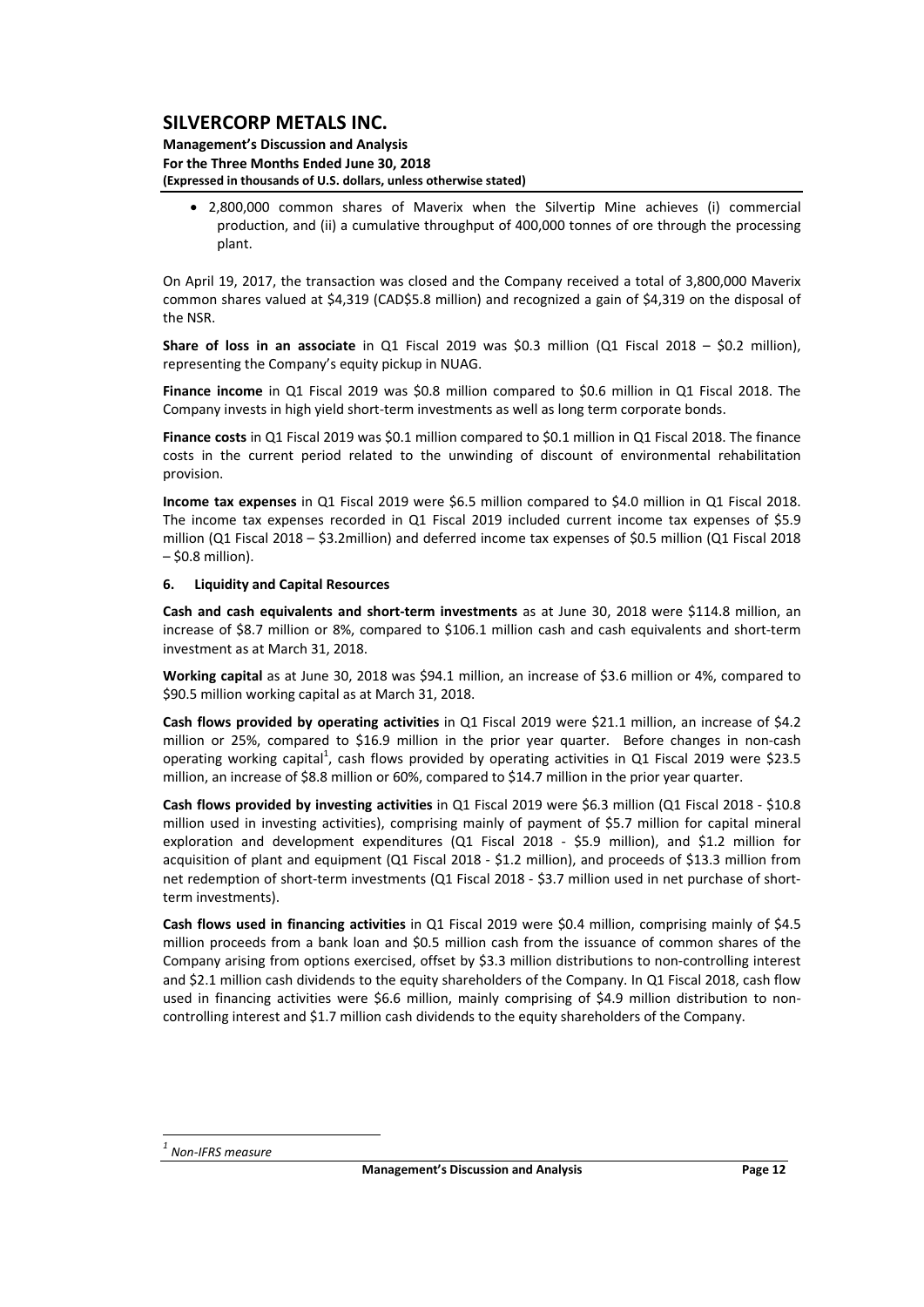- 2,800,000 common shares of Maverix when the Silvertip Mine achieves (i) commercial production, and (ii) a cumulative throughput of 400,000 tonnes of ore through the processing plant.

On April 19, 2017, the transaction was closed and the Company received a total of 3,800,000 Maverix common shares valued at $4,319 (CAD$5.8 million) and recognized a gain of $4,319 on the disposal of the NSR.

**Share of loss in an associate** in Q1 Fiscal 2019 was $0.3 million (Q1 Fiscal 2018 – $0.2 million), representing the Company's equity pickup in NUAG.

**Finance income** in Q1 Fiscal 2019 was $0.8 million compared to $0.6 million in Q1 Fiscal 2018. The Company invests in high yield short-term investments as well as long term corporate bonds.

**Finance costs** in Q1 Fiscal 2019 was $0.1 million compared to $0.1 million in Q1 Fiscal 2018. The finance costs in the current period related to the unwinding of discount of environmental rehabilitation provision.

**Income tax expenses** in Q1 Fiscal 2019 were $6.5 million compared to $4.0 million in Q1 Fiscal 2018. The income tax expenses recorded in Q1 Fiscal 2019 included current income tax expenses of $5.9 million (Q1 Fiscal 2018 – $3.2million) and deferred income tax expenses of $0.5 million (Q1 Fiscal 2018 – $0.8 million).

## 6. Liquidity and Capital Resources

**Cash and cash equivalents and short-term investments** as at June 30, 2018 were $114.8 million, an increase of $8.7 million or 8%, compared to $106.1 million cash and cash equivalents and short-term investment as at March 31, 2018.

**Working capital** as at June 30, 2018 was $94.1 million, an increase of $3.6 million or 4%, compared to $90.5 million working capital as at March 31, 2018.

**Cash flows provided by operating activities** in Q1 Fiscal 2019 were $21.1 million, an increase of $4.2 million or 25%, compared to $16.9 million in the prior year quarter. Before changes in non-cash operating working capital[1], cash flows provided by operating activities in Q1 Fiscal 2019 were $23.5 million, an increase of $8.8 million or 60%, compared to $14.7 million in the prior year quarter.

**Cash flows provided by investing activities** in Q1 Fiscal 2019 were $6.3 million (Q1 Fiscal 2018 - $10.8 million used in investing activities), comprising mainly of payment of $5.7 million for capital mineral exploration and development expenditures (Q1 Fiscal 2018 - $5.9 million), and $1.2 million for acquisition of plant and equipment (Q1 Fiscal 2018 - $1.2 million), and proceeds of $13.3 million from net redemption of short-term investments (Q1 Fiscal 2018 - $3.7 million used in net purchase of short-term investments).

**Cash flows used in financing activities** in Q1 Fiscal 2019 were $0.4 million, comprising mainly of $4.5 million proceeds from a bank loan and $0.5 million cash from the issuance of common shares of the Company arising from options exercised, offset by $3.3 million distributions to non-controlling interest and $2.1 million cash dividends to the equity shareholders of the Company. In Q1 Fiscal 2018, cash flow used in financing activities were $6.6 million, mainly comprising of $4.9 million distribution to non-controlling interest and $1.7 million cash dividends to the equity shareholders of the Company.

---

*[1] Non-IFRS measure*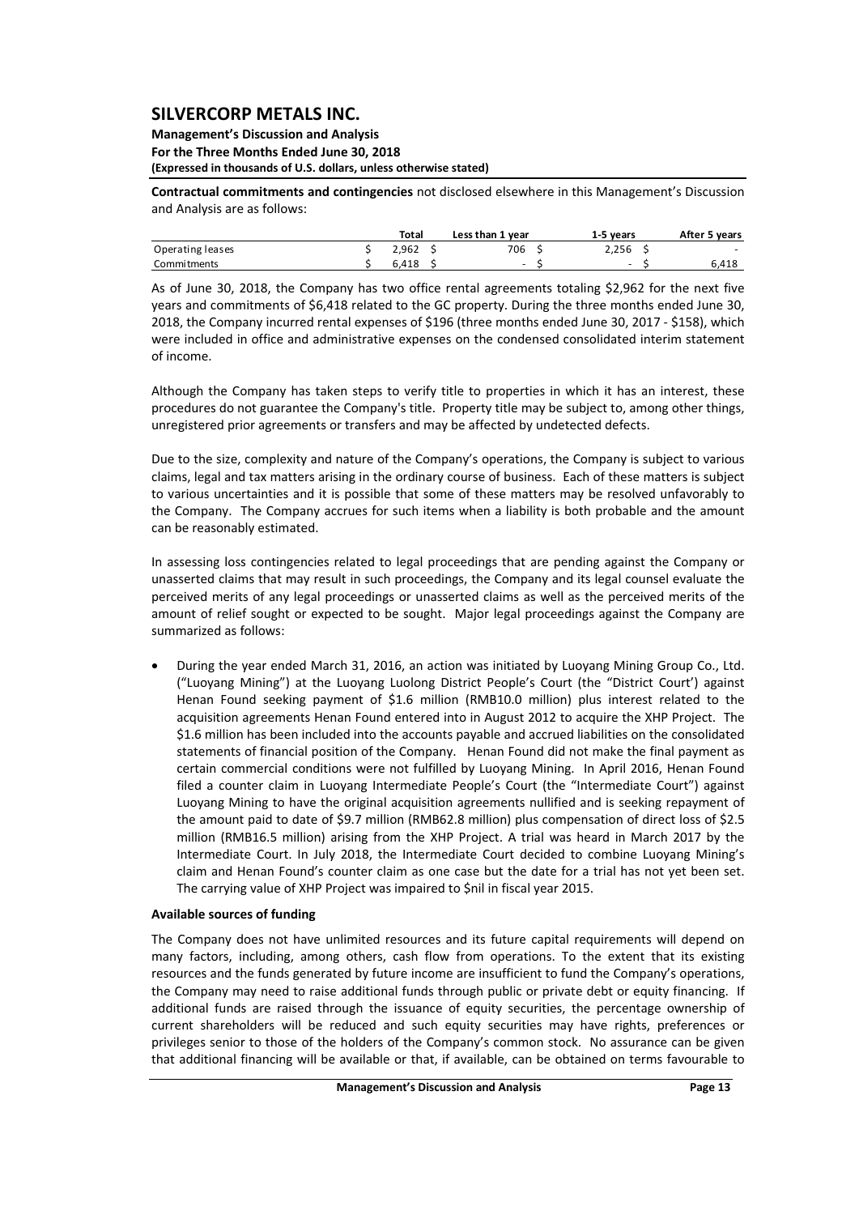**Contractual commitments and contingencies** not disclosed elsewhere in this Management's Discussion and Analysis are as follows:

| | Total | Less than 1 year | 1-5 years | After 5 years |
|---|---|---|---|---|
| Operating leases | $ 2,962 | $ 706 | $ 2,256 | $ - |
| Commitments | $ 6,418 | $ - | $ - | $ 6,418 |

As of June 30, 2018, the Company has two office rental agreements totaling $2,962 for the next five years and commitments of $6,418 related to the GC property. During the three months ended June 30, 2018, the Company incurred rental expenses of $196 (three months ended June 30, 2017 - $158), which were included in office and administrative expenses on the condensed consolidated interim statement of income.

Although the Company has taken steps to verify title to properties in which it has an interest, these procedures do not guarantee the Company's title. Property title may be subject to, among other things, unregistered prior agreements or transfers and may be affected by undetected defects.

Due to the size, complexity and nature of the Company's operations, the Company is subject to various claims, legal and tax matters arising in the ordinary course of business. Each of these matters is subject to various uncertainties and it is possible that some of these matters may be resolved unfavorably to the Company. The Company accrues for such items when a liability is both probable and the amount can be reasonably estimated.

In assessing loss contingencies related to legal proceedings that are pending against the Company or unasserted claims that may result in such proceedings, the Company and its legal counsel evaluate the perceived merits of any legal proceedings or unasserted claims as well as the perceived merits of the amount of relief sought or expected to be sought. Major legal proceedings against the Company are summarized as follows:

- During the year ended March 31, 2016, an action was initiated by Luoyang Mining Group Co., Ltd. ("Luoyang Mining") at the Luoyang Luolong District People's Court (the "District Court") against Henan Found seeking payment of $1.6 million (RMB10.0 million) plus interest related to the acquisition agreements Henan Found entered into in August 2012 to acquire the XHP Project. The $1.6 million has been included into the accounts payable and accrued liabilities on the consolidated statements of financial position of the Company. Henan Found did not make the final payment as certain commercial conditions were not fulfilled by Luoyang Mining. In April 2016, Henan Found filed a counter claim in Luoyang Intermediate People's Court (the "Intermediate Court") against Luoyang Mining to have the original acquisition agreements nullified and is seeking repayment of the amount paid to date of $9.7 million (RMB62.8 million) plus compensation of direct loss of $2.5 million (RMB16.5 million) arising from the XHP Project. A trial was heard in March 2017 by the Intermediate Court. In July 2018, the Intermediate Court decided to combine Luoyang Mining's claim and Henan Found's counter claim as one case but the date for a trial has not yet been set. The carrying value of XHP Project was impaired to $nil in fiscal year 2015.

**Available sources of funding**

The Company does not have unlimited resources and its future capital requirements will depend on many factors, including, among others, cash flow from operations. To the extent that its existing resources and the funds generated by future income are insufficient to fund the Company's operations, the Company may need to raise additional funds through public or private debt or equity financing. If additional funds are raised through the issuance of equity securities, the percentage ownership of current shareholders will be reduced and such equity securities may have rights, preferences or privileges senior to those of the holders of the Company's common stock. No assurance can be given that additional financing will be available or that, if available, can be obtained on terms favourable to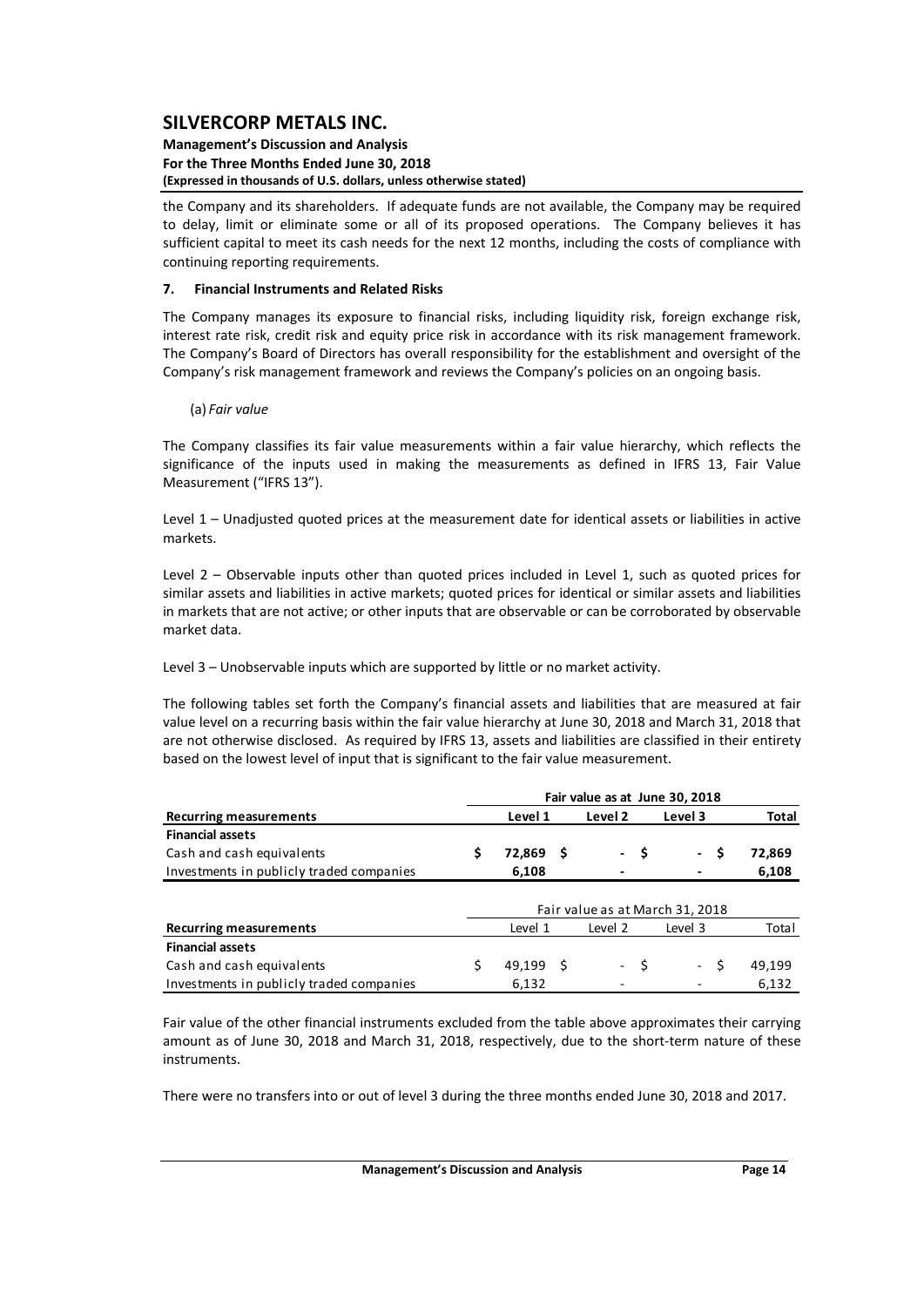the Company and its shareholders. If adequate funds are not available, the Company may be required to delay, limit or eliminate some or all of its proposed operations. The Company believes it has sufficient capital to meet its cash needs for the next 12 months, including the costs of compliance with continuing reporting requirements.

## 7. Financial Instruments and Related Risks

The Company manages its exposure to financial risks, including liquidity risk, foreign exchange risk, interest rate risk, credit risk and equity price risk in accordance with its risk management framework. The Company's Board of Directors has overall responsibility for the establishment and oversight of the Company's risk management framework and reviews the Company's policies on an ongoing basis.

(a) *Fair value*

The Company classifies its fair value measurements within a fair value hierarchy, which reflects the significance of the inputs used in making the measurements as defined in IFRS 13, Fair Value Measurement ("IFRS 13").

Level 1 – Unadjusted quoted prices at the measurement date for identical assets or liabilities in active markets.

Level 2 – Observable inputs other than quoted prices included in Level 1, such as quoted prices for similar assets and liabilities in active markets; quoted prices for identical or similar assets and liabilities in markets that are not active; or other inputs that are observable or can be corroborated by observable market data.

Level 3 – Unobservable inputs which are supported by little or no market activity.

The following tables set forth the Company's financial assets and liabilities that are measured at fair value level on a recurring basis within the fair value hierarchy at June 30, 2018 and March 31, 2018 that are not otherwise disclosed. As required by IFRS 13, assets and liabilities are classified in their entirety based on the lowest level of input that is significant to the fair value measurement.

| | Fair value as at June 30, 2018 | | | |
|---|---|---|---|---|
| **Recurring measurements** | **Level 1** | **Level 2** | **Level 3** | **Total** |
| **Financial assets** | | | | |
| Cash and cash equivalents | $ 72,869 | $ - | $ - | $ 72,869 |
| Investments in publicly traded companies | 6,108 | - | - | 6,108 |

| | Fair value as at March 31, 2018 | | | |
|---|---|---|---|---|
| **Recurring measurements** | Level 1 | Level 2 | Level 3 | Total |
| **Financial assets** | | | | |
| Cash and cash equivalents | $ 49,199 | $ - | $ - | $ 49,199 |
| Investments in publicly traded companies | 6,132 | - | - | 6,132 |

Fair value of the other financial instruments excluded from the table above approximates their carrying amount as of June 30, 2018 and March 31, 2018, respectively, due to the short-term nature of these instruments.

There were no transfers into or out of level 3 during the three months ended June 30, 2018 and 2017.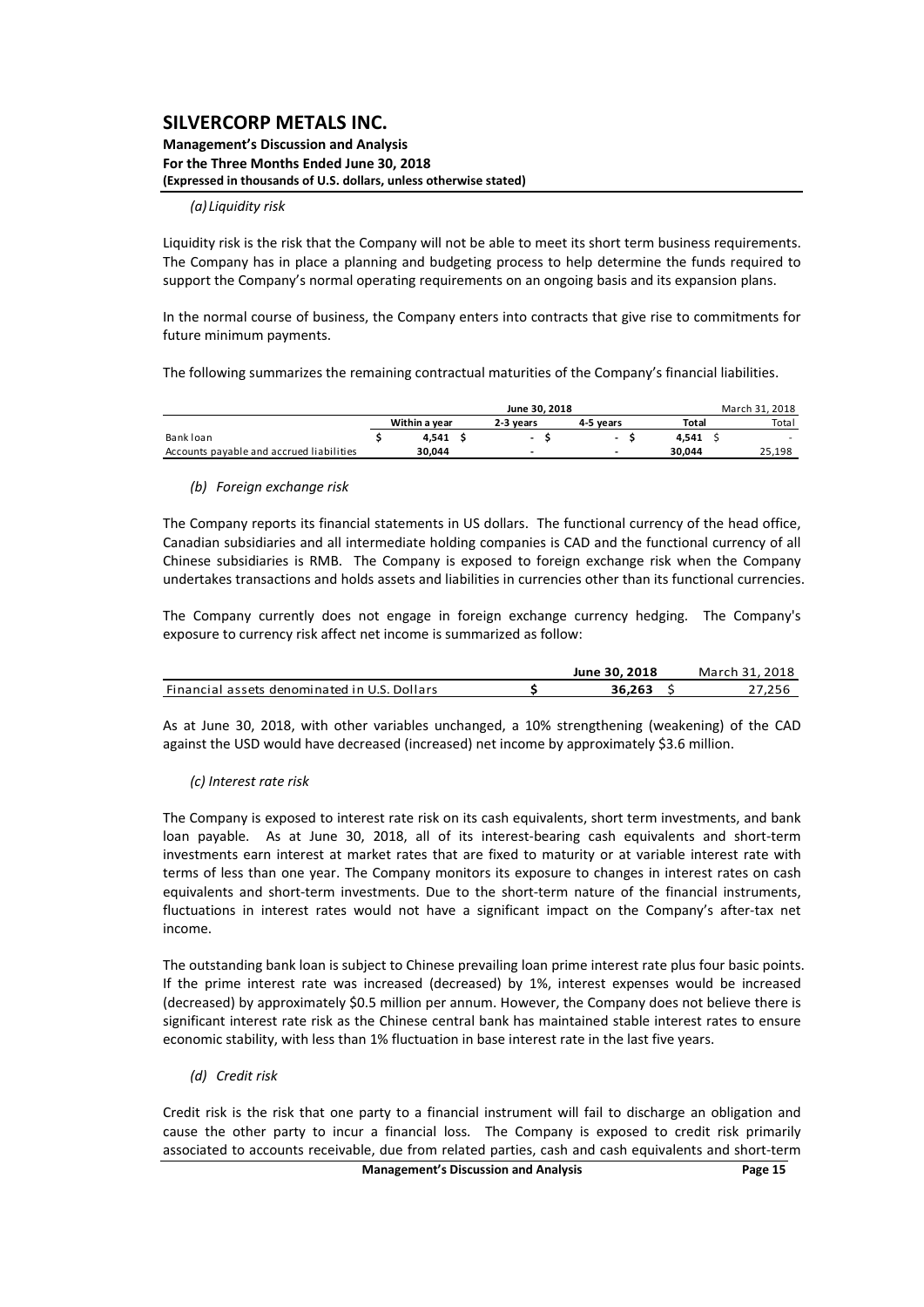*(a) Liquidity risk*

Liquidity risk is the risk that the Company will not be able to meet its short term business requirements. The Company has in place a planning and budgeting process to help determine the funds required to support the Company's normal operating requirements on an ongoing basis and its expansion plans.

In the normal course of business, the Company enters into contracts that give rise to commitments for future minimum payments.

The following summarizes the remaining contractual maturities of the Company's financial liabilities.

| | June 30, 2018 | | | | March 31, 2018 |
|---|---|---|---|---|---|
| | Within a year | 2-3 years | 4-5 years | Total | Total |
| Bank loan | $ 4,541 | $ - | $ - | $ 4,541 | $ - |
| Accounts payable and accrued liabilities | 30,044 | - | - | 30,044 | 25,198 |

*(b) Foreign exchange risk*

The Company reports its financial statements in US dollars. The functional currency of the head office, Canadian subsidiaries and all intermediate holding companies is CAD and the functional currency of all Chinese subsidiaries is RMB. The Company is exposed to foreign exchange risk when the Company undertakes transactions and holds assets and liabilities in currencies other than its functional currencies.

The Company currently does not engage in foreign exchange currency hedging. The Company's exposure to currency risk affect net income is summarized as follow:

| | June 30, 2018 | March 31, 2018 |
|---|---|---|
| Financial assets denominated in U.S. Dollars | $ 36,263 | $ 27,256 |

As at June 30, 2018, with other variables unchanged, a 10% strengthening (weakening) of the CAD against the USD would have decreased (increased) net income by approximately $3.6 million.

*(c) Interest rate risk*

The Company is exposed to interest rate risk on its cash equivalents, short term investments, and bank loan payable. As at June 30, 2018, all of its interest-bearing cash equivalents and short-term investments earn interest at market rates that are fixed to maturity or at variable interest rate with terms of less than one year. The Company monitors its exposure to changes in interest rates on cash equivalents and short-term investments. Due to the short-term nature of the financial instruments, fluctuations in interest rates would not have a significant impact on the Company's after-tax net income.

The outstanding bank loan is subject to Chinese prevailing loan prime interest rate plus four basic points. If the prime interest rate was increased (decreased) by 1%, interest expenses would be increased (decreased) by approximately $0.5 million per annum. However, the Company does not believe there is significant interest rate risk as the Chinese central bank has maintained stable interest rates to ensure economic stability, with less than 1% fluctuation in base interest rate in the last five years.

*(d) Credit risk*

Credit risk is the risk that one party to a financial instrument will fail to discharge an obligation and cause the other party to incur a financial loss. The Company is exposed to credit risk primarily associated to accounts receivable, due from related parties, cash and cash equivalents and short-term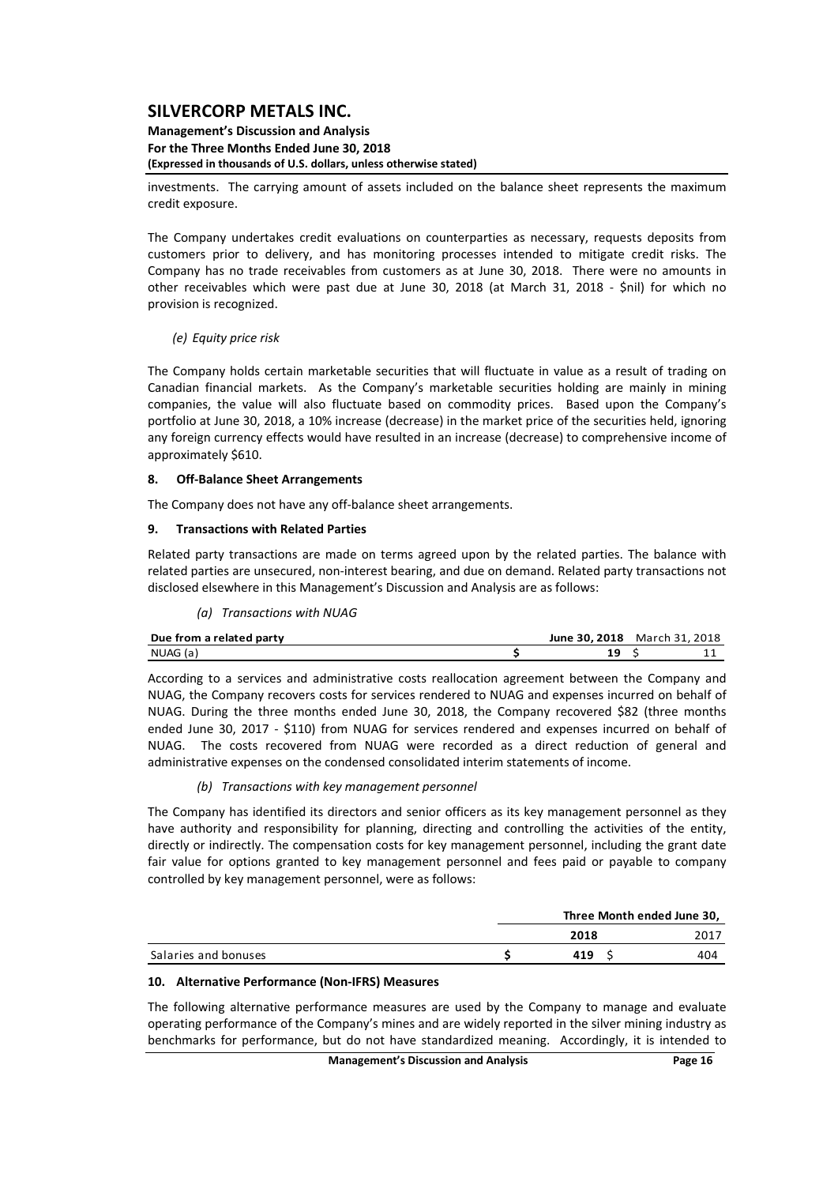investments. The carrying amount of assets included on the balance sheet represents the maximum credit exposure.

The Company undertakes credit evaluations on counterparties as necessary, requests deposits from customers prior to delivery, and has monitoring processes intended to mitigate credit risks. The Company has no trade receivables from customers as at June 30, 2018. There were no amounts in other receivables which were past due at June 30, 2018 (at March 31, 2018 - $nil) for which no provision is recognized.

*(e) Equity price risk*

The Company holds certain marketable securities that will fluctuate in value as a result of trading on Canadian financial markets. As the Company's marketable securities holding are mainly in mining companies, the value will also fluctuate based on commodity prices. Based upon the Company's portfolio at June 30, 2018, a 10% increase (decrease) in the market price of the securities held, ignoring any foreign currency effects would have resulted in an increase (decrease) to comprehensive income of approximately $610.

## 8. Off-Balance Sheet Arrangements

The Company does not have any off-balance sheet arrangements.

## 9. Transactions with Related Parties

Related party transactions are made on terms agreed upon by the related parties. The balance with related parties are unsecured, non-interest bearing, and due on demand. Related party transactions not disclosed elsewhere in this Management's Discussion and Analysis are as follows:

*(a) Transactions with NUAG*

| Due from a related party | June 30, 2018 | March 31, 2018 |
|---|---|---|
| NUAG (a) | $ 19 | $ 11 |

According to a services and administrative costs reallocation agreement between the Company and NUAG, the Company recovers costs for services rendered to NUAG and expenses incurred on behalf of NUAG. During the three months ended June 30, 2018, the Company recovered $82 (three months ended June 30, 2017 - $110) from NUAG for services rendered and expenses incurred on behalf of NUAG. The costs recovered from NUAG were recorded as a direct reduction of general and administrative expenses on the condensed consolidated interim statements of income.

*(b) Transactions with key management personnel*

The Company has identified its directors and senior officers as its key management personnel as they have authority and responsibility for planning, directing and controlling the activities of the entity, directly or indirectly. The compensation costs for key management personnel, including the grant date fair value for options granted to key management personnel and fees paid or payable to company controlled by key management personnel, were as follows:

| | Three Month ended June 30, | |
|---|---|---|
| | 2018 | 2017 |
| Salaries and bonuses | $ 419 | $ 404 |

## 10. Alternative Performance (Non-IFRS) Measures

The following alternative performance measures are used by the Company to manage and evaluate operating performance of the Company's mines and are widely reported in the silver mining industry as benchmarks for performance, but do not have standardized meaning. Accordingly, it is intended to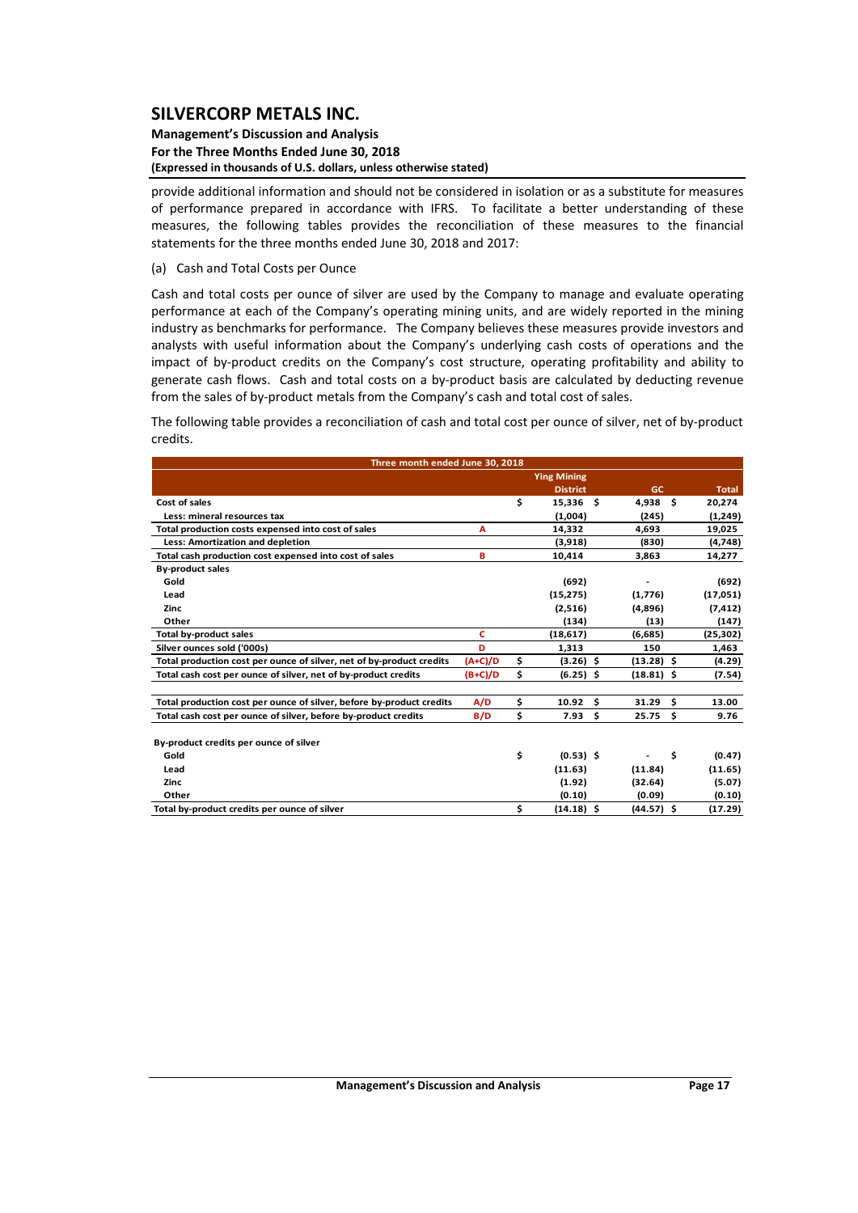provide additional information and should not be considered in isolation or as a substitute for measures of performance prepared in accordance with IFRS. To facilitate a better understanding of these measures, the following tables provides the reconciliation of these measures to the financial statements for the three months ended June 30, 2018 and 2017:

(a) Cash and Total Costs per Ounce

Cash and total costs per ounce of silver are used by the Company to manage and evaluate operating performance at each of the Company's operating mining units, and are widely reported in the mining industry as benchmarks for performance. The Company believes these measures provide investors and analysts with useful information about the Company's underlying cash costs of operations and the impact of by-product credits on the Company's cost structure, operating profitability and ability to generate cash flows. Cash and total costs on a by-product basis are calculated by deducting revenue from the sales of by-product metals from the Company's cash and total cost of sales.

The following table provides a reconciliation of cash and total cost per ounce of silver, net of by-product credits.

| Three month ended June 30, 2018 | | Ying Mining District | GC | Total |
|---|---|---|---|---|
| **Cost of sales** | | $ 15,336 | $ 4,938 | $ 20,274 |
| Less: mineral resources tax | | (1,004) | (245) | (1,249) |
| **Total production costs expensed into cost of sales** | A | 14,332 | 4,693 | 19,025 |
| Less: Amortization and depletion | | (3,918) | (830) | (4,748) |
| **Total cash production cost expensed into cost of sales** | B | 10,414 | 3,863 | 14,277 |
| **By-product sales** | | | | |
| Gold | | (692) | - | (692) |
| Lead | | (15,275) | (1,776) | (17,051) |
| Zinc | | (2,516) | (4,896) | (7,412) |
| Other | | (134) | (13) | (147) |
| **Total by-product sales** | C | (18,617) | (6,685) | (25,302) |
| **Silver ounces sold ('000s)** | D | 1,313 | 150 | 1,463 |
| **Total production cost per ounce of silver, net of by-product credits** | (A+C)/D | $ (3.26) | $ (13.28) | $ (4.29) |
| **Total cash cost per ounce of silver, net of by-product credits** | (B+C)/D | $ (6.25) | $ (18.81) | $ (7.54) |
| | | | | |
| **Total production cost per ounce of silver, before by-product credits** | A/D | $ 10.92 | $ 31.29 | $ 13.00 |
| **Total cash cost per ounce of silver, before by-product credits** | B/D | $ 7.93 | $ 25.75 | $ 9.76 |
| | | | | |
| **By-product credits per ounce of silver** | | | | |
| Gold | | $ (0.53) | $ - | $ (0.47) |
| Lead | | (11.63) | (11.84) | (11.65) |
| Zinc | | (1.92) | (32.64) | (5.07) |
| Other | | (0.10) | (0.09) | (0.10) |
| **Total by-product credits per ounce of silver** | | $ (14.18) | $ (44.57) | $ (17.29) |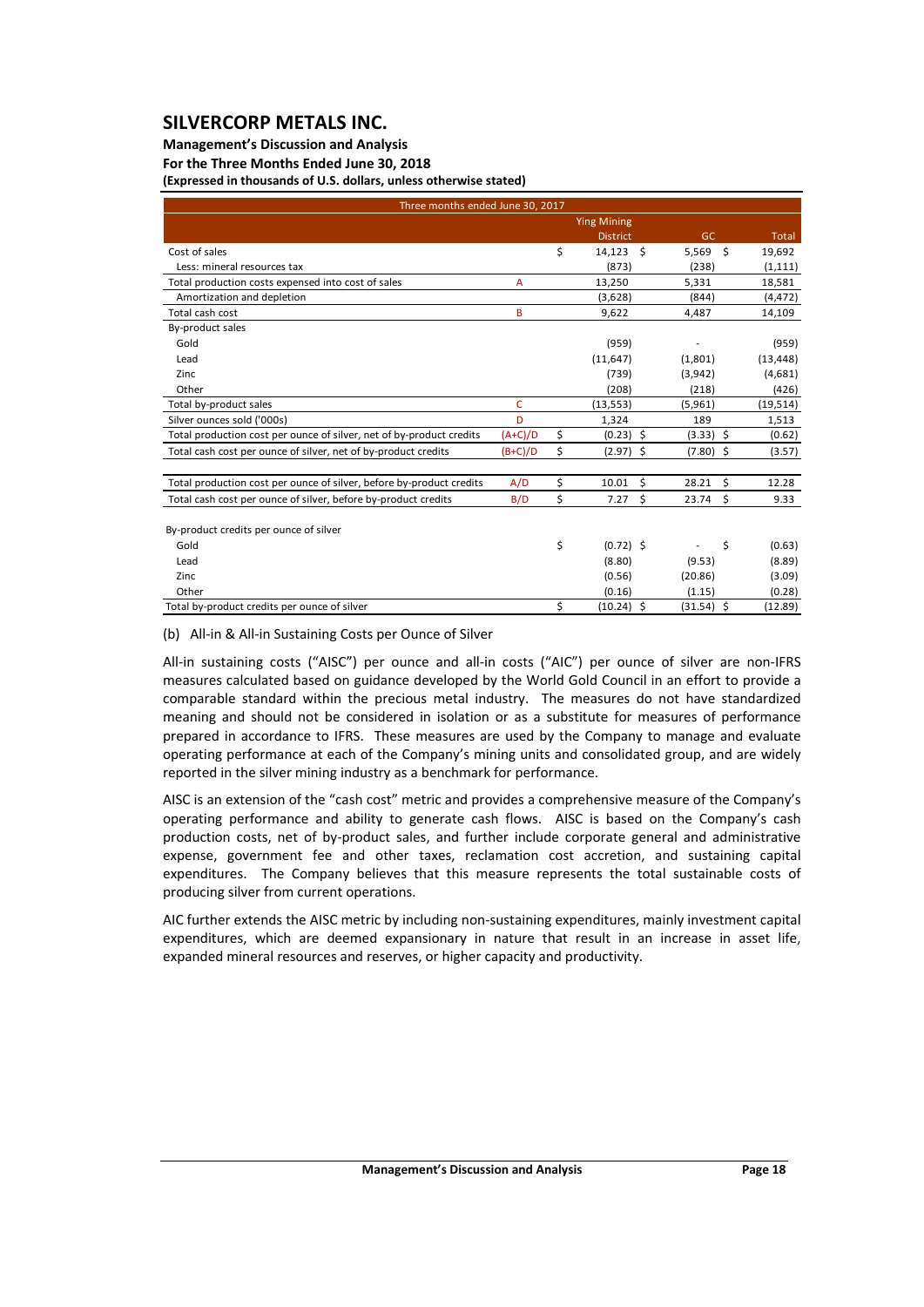| Three months ended June 30, 2017 | | | | |
|---|---|---|---|---|
| | | Ying Mining District | GC | Total |
| Cost of sales | | $ 14,123 | $ 5,569 | $ 19,692 |
| Less: mineral resources tax | | (873) | (238) | (1,111) |
| Total production costs expensed into cost of sales | A | 13,250 | 5,331 | 18,581 |
| Amortization and depletion | | (3,628) | (844) | (4,472) |
| Total cash cost | B | 9,622 | 4,487 | 14,109 |
| By-product sales | | | | |
| Gold | | (959) | - | (959) |
| Lead | | (11,647) | (1,801) | (13,448) |
| Zinc | | (739) | (3,942) | (4,681) |
| Other | | (208) | (218) | (426) |
| Total by-product sales | C | (13,553) | (5,961) | (19,514) |
| Silver ounces sold ('000s) | D | 1,324 | 189 | 1,513 |
| Total production cost per ounce of silver, net of by-product credits | (A+C)/D | $ (0.23) | $ (3.33) | $ (0.62) |
| Total cash cost per ounce of silver, net of by-product credits | (B+C)/D | $ (2.97) | $ (7.80) | $ (3.57) |
| | | | | |
| Total production cost per ounce of silver, before by-product credits | A/D | $ 10.01 | $ 28.21 | $ 12.28 |
| Total cash cost per ounce of silver, before by-product credits | B/D | $ 7.27 | $ 23.74 | $ 9.33 |
| | | | | |
| By-product credits per ounce of silver | | | | |
| Gold | | $ (0.72) | $ - | $ (0.63) |
| Lead | | (8.80) | (9.53) | (8.89) |
| Zinc | | (0.56) | (20.86) | (3.09) |
| Other | | (0.16) | (1.15) | (0.28) |
| Total by-product credits per ounce of silver | | $ (10.24) | $ (31.54) | $ (12.89) |

(b) All-in & All-in Sustaining Costs per Ounce of Silver

All-in sustaining costs ("AISC") per ounce and all-in costs ("AIC") per ounce of silver are non-IFRS measures calculated based on guidance developed by the World Gold Council in an effort to provide a comparable standard within the precious metal industry. The measures do not have standardized meaning and should not be considered in isolation or as a substitute for measures of performance prepared in accordance to IFRS. These measures are used by the Company to manage and evaluate operating performance at each of the Company's mining units and consolidated group, and are widely reported in the silver mining industry as a benchmark for performance.

AISC is an extension of the "cash cost" metric and provides a comprehensive measure of the Company's operating performance and ability to generate cash flows. AISC is based on the Company's cash production costs, net of by-product sales, and further include corporate general and administrative expense, government fee and other taxes, reclamation cost accretion, and sustaining capital expenditures. The Company believes that this measure represents the total sustainable costs of producing silver from current operations.

AIC further extends the AISC metric by including non-sustaining expenditures, mainly investment capital expenditures, which are deemed expansionary in nature that result in an increase in asset life, expanded mineral resources and reserves, or higher capacity and productivity.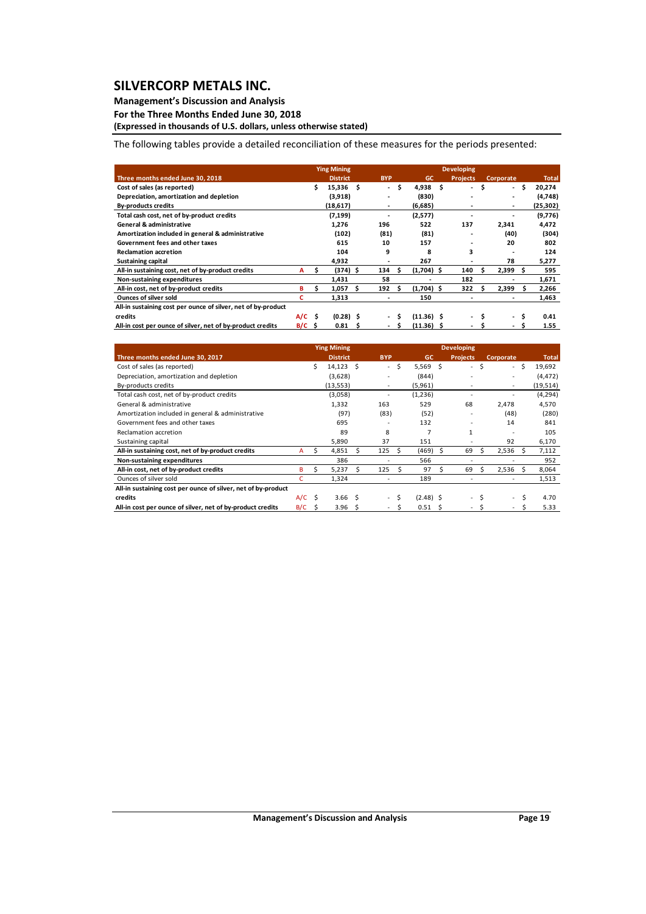The following tables provide a detailed reconciliation of these measures for the periods presented:

| Three months ended June 30, 2018 | | Ying Mining District | BYP | GC | Developing Projects | Corporate | Total |
|---|---|---|---|---|---|---|---|
| **Cost of sales (as reported)** | | $ 15,336 | $ - | $ 4,938 | $ - | $ - | $ 20,274 |
| **Depreciation, amortization and depletion** | | (3,918) | - | (830) | - | - | (4,748) |
| **By-products credits** | | (18,617) | - | (6,685) | - | - | (25,302) |
| **Total cash cost, net of by-product credits** | | (7,199) | - | (2,577) | - | - | (9,776) |
| **General & administrative** | | 1,276 | 196 | 522 | 137 | 2,341 | 4,472 |
| **Amortization included in general & administrative** | | (102) | (81) | (81) | - | (40) | (304) |
| **Government fees and other taxes** | | 615 | 10 | 157 | - | 20 | 802 |
| **Reclamation accretion** | | 104 | 9 | 8 | 3 | - | 124 |
| **Sustaining capital** | | 4,932 | - | 267 | - | 78 | 5,277 |
| **All-in sustaining cost, net of by-product credits** | A | $ (374) | $ 134 | $ (1,704) | $ 140 | $ 2,399 | $ 595 |
| **Non-sustaining expenditures** | | 1,431 | 58 | - | 182 | - | 1,671 |
| **All-in cost, net of by-product credits** | B | $ 1,057 | $ 192 | $ (1,704) | $ 322 | $ 2,399 | $ 2,266 |
| **Ounces of silver sold** | C | 1,313 | - | 150 | - | - | 1,463 |
| **All-in sustaining cost per ounce of silver, net of by-product credits** | A/C | $ (0.28) | $ - | $ (11.36) | $ - | $ - | $ 0.41 |
| **All-in cost per ounce of silver, net of by-product credits** | B/C | $ 0.81 | $ - | $ (11.36) | $ - | $ - | $ 1.55 |

| Three months ended June 30, 2017 | | Ying Mining District | BYP | GC | Developing Projects | Corporate | Total |
|---|---|---|---|---|---|---|---|
| Cost of sales (as reported) | | $ 14,123 | $ - | $ 5,569 | $ - | $ - | $ 19,692 |
| Depreciation, amortization and depletion | | (3,628) | - | (844) | - | - | (4,472) |
| By-products credits | | (13,553) | - | (5,961) | - | - | (19,514) |
| Total cash cost, net of by-product credits | | (3,058) | - | (1,236) | - | - | (4,294) |
| General & administrative | | 1,332 | 163 | 529 | 68 | 2,478 | 4,570 |
| Amortization included in general & administrative | | (97) | (83) | (52) | - | (48) | (280) |
| Government fees and other taxes | | 695 | - | 132 | - | 14 | 841 |
| Reclamation accretion | | 89 | 8 | 7 | 1 | - | 105 |
| Sustaining capital | | 5,890 | 37 | 151 | - | 92 | 6,170 |
| **All-in sustaining cost, net of by-product credits** | A | $ 4,851 | $ 125 | $ (469) | $ 69 | $ 2,536 | $ 7,112 |
| **Non-sustaining expenditures** | | 386 | - | 566 | - | - | 952 |
| **All-in cost, net of by-product credits** | B | $ 5,237 | $ 125 | $ 97 | $ 69 | $ 2,536 | $ 8,064 |
| Ounces of silver sold | C | 1,324 | - | 189 | - | - | 1,513 |
| **All-in sustaining cost per ounce of silver, net of by-product credits** | A/C | $ 3.66 | $ - | $ (2.48) | $ - | $ - | $ 4.70 |
| **All-in cost per ounce of silver, net of by-product credits** | B/C | $ 3.96 | $ - | $ 0.51 | $ - | $ - | $ 5.33 |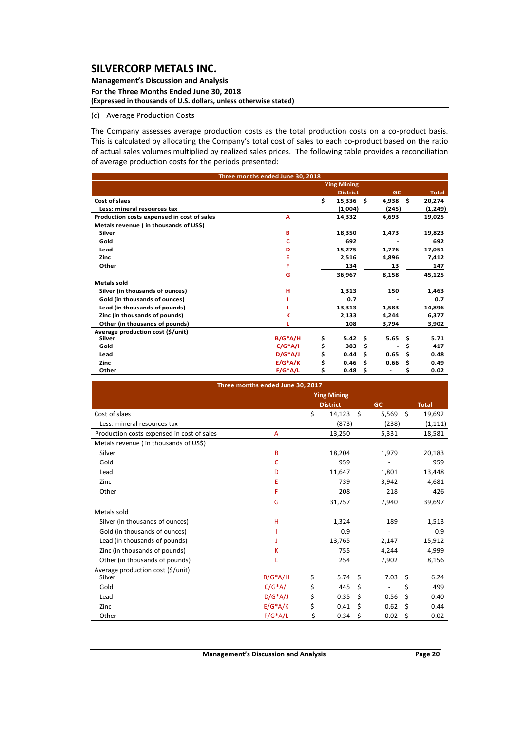(c) Average Production Costs

The Company assesses average production costs as the total production costs on a co-product basis. This is calculated by allocating the Company's total cost of sales to each co-product based on the ratio of actual sales volumes multiplied by realized sales prices. The following table provides a reconciliation of average production costs for the periods presented:

| Three months ended June 30, 2018 | | | | | | | |
|---|---|---|---|---|---|---|---|
| | | | Ying Mining District | | GC | | Total |
| **Cost of slaes** | | $ | 15,336 | $ | 4,938 | $ | 20,274 |
| **Less: mineral resources tax** | | | (1,004) | | (245) | | (1,249) |
| **Production costs expensed in cost of sales** | A | | 14,332 | | 4,693 | | 19,025 |
| **Metals revenue ( in thousands of US$)** | | | | | | | |
| **Silver** | B | | 18,350 | | 1,473 | | 19,823 |
| **Gold** | C | | 692 | | - | | 692 |
| **Lead** | D | | 15,275 | | 1,776 | | 17,051 |
| **Zinc** | E | | 2,516 | | 4,896 | | 7,412 |
| **Other** | F | | 134 | | 13 | | 147 |
| | G | | 36,967 | | 8,158 | | 45,125 |
| **Metals sold** | | | | | | | |
| **Silver (in thousands of ounces)** | H | | 1,313 | | 150 | | 1,463 |
| **Gold (in thousands of ounces)** | I | | 0.7 | | - | | 0.7 |
| **Lead (in thousands of pounds)** | J | | 13,313 | | 1,583 | | 14,896 |
| **Zinc (in thousands of pounds)** | K | | 2,133 | | 4,244 | | 6,377 |
| **Other (in thousands of pounds)** | L | | 108 | | 3,794 | | 3,902 |
| **Average production cost ($/unit)** | | | | | | | |
| **Silver** | B/G*A/H | $ | 5.42 | $ | 5.65 | $ | 5.71 |
| **Gold** | C/G*A/I | $ | 383 | $ | - | $ | 417 |
| **Lead** | D/G*A/J | $ | 0.44 | $ | 0.65 | $ | 0.48 |
| **Zinc** | E/G*A/K | $ | 0.46 | $ | 0.66 | $ | 0.49 |
| **Other** | F/G*A/L | $ | 0.48 | $ | - | $ | 0.02 |

| Three months ended June 30, 2017 | | | | | | | |
|---|---|---|---|---|---|---|---|
| | | | Ying Mining District | | GC | | Total |
| Cost of slaes | | $ | 14,123 | $ | 5,569 | $ | 19,692 |
| Less: mineral resources tax | | | (873) | | (238) | | (1,111) |
| Production costs expensed in cost of sales | A | | 13,250 | | 5,331 | | 18,581 |
| Metals revenue ( in thousands of US$) | | | | | | | |
| Silver | B | | 18,204 | | 1,979 | | 20,183 |
| Gold | C | | 959 | | - | | 959 |
| Lead | D | | 11,647 | | 1,801 | | 13,448 |
| Zinc | E | | 739 | | 3,942 | | 4,681 |
| Other | F | | 208 | | 218 | | 426 |
| | G | | 31,757 | | 7,940 | | 39,697 |
| Metals sold | | | | | | | |
| Silver (in thousands of ounces) | H | | 1,324 | | 189 | | 1,513 |
| Gold (in thousands of ounces) | I | | 0.9 | | - | | 0.9 |
| Lead (in thousands of pounds) | J | | 13,765 | | 2,147 | | 15,912 |
| Zinc (in thousands of pounds) | K | | 755 | | 4,244 | | 4,999 |
| Other (in thousands of pounds) | L | | 254 | | 7,902 | | 8,156 |
| Average production cost ($/unit) | | | | | | | |
| Silver | B/G*A/H | $ | 5.74 | $ | 7.03 | $ | 6.24 |
| Gold | C/G*A/I | $ | 445 | $ | - | $ | 499 |
| Lead | D/G*A/J | $ | 0.35 | $ | 0.56 | $ | 0.40 |
| Zinc | E/G*A/K | $ | 0.41 | $ | 0.62 | $ | 0.44 |
| Other | F/G*A/L | $ | 0.34 | $ | 0.02 | $ | 0.02 |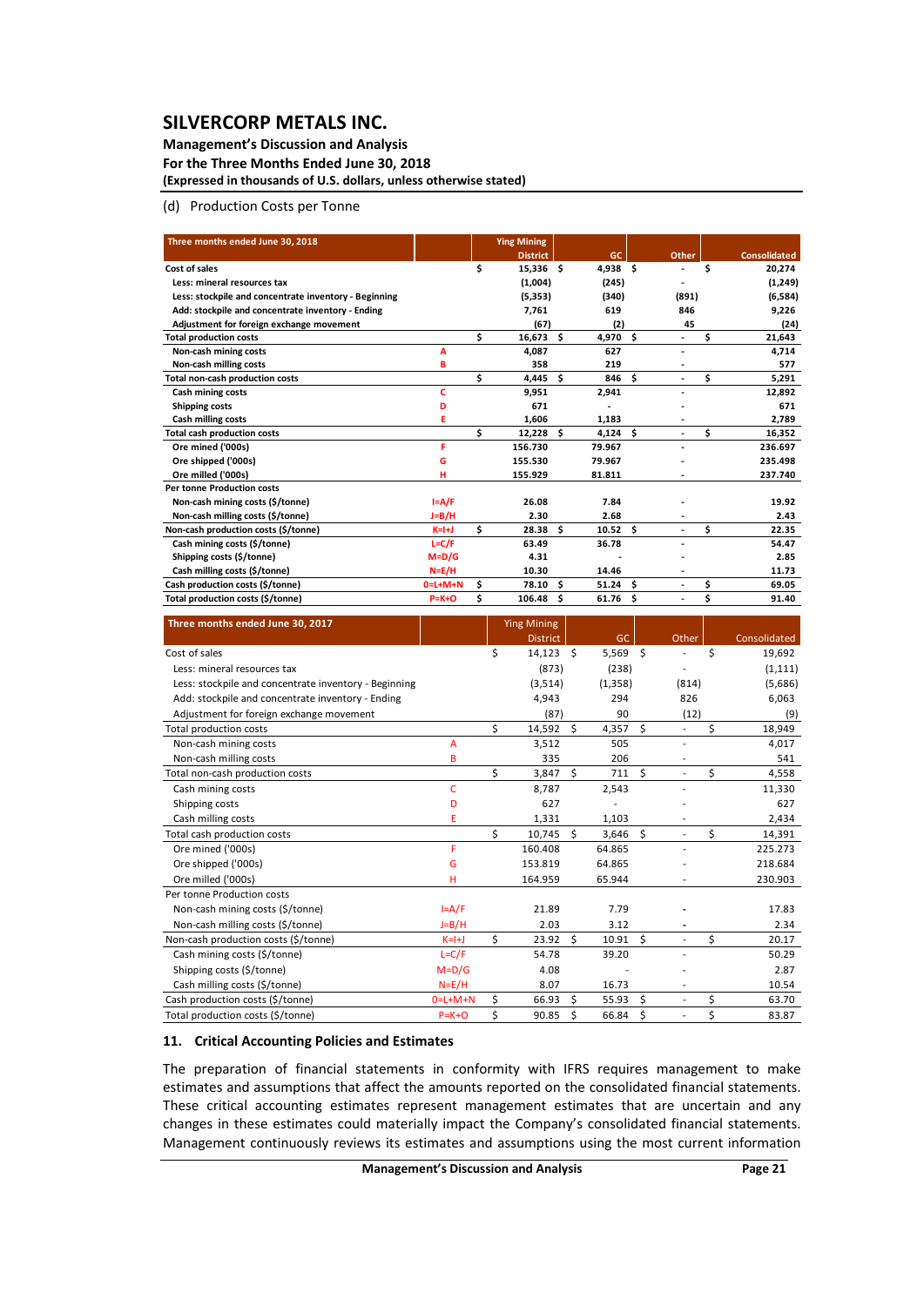# SILVERCORP METALS INC.

**Management's Discussion and Analysis**
**For the Three Months Ended June 30, 2018**
**(Expressed in thousands of U.S. dollars, unless otherwise stated)**

(d) Production Costs per Tonne

| Three months ended June 30, 2018 | | Ying Mining District | GC | Other | Consolidated |
|---|---|---|---|---|---|
| **Cost of sales** | | $ 15,336 | $ 4,938 | $ - | $ 20,274 |
| **Less: mineral resources tax** | | (1,004) | (245) | - | (1,249) |
| **Less: stockpile and concentrate inventory - Beginning** | | (5,353) | (340) | (891) | (6,584) |
| **Add: stockpile and concentrate inventory - Ending** | | 7,761 | 619 | 846 | 9,226 |
| **Adjustment for foreign exchange movement** | | (67) | (2) | 45 | (24) |
| **Total production costs** | | $ 16,673 | $ 4,970 | $ - | $ 21,643 |
| **Non-cash mining costs** | A | 4,087 | 627 | - | 4,714 |
| **Non-cash milling costs** | B | 358 | 219 | - | 577 |
| **Total non-cash production costs** | | $ 4,445 | $ 846 | $ - | $ 5,291 |
| **Cash mining costs** | C | 9,951 | 2,941 | - | 12,892 |
| **Shipping costs** | D | 671 | - | - | 671 |
| **Cash milling costs** | E | 1,606 | 1,183 | - | 2,789 |
| **Total cash production costs** | | $ 12,228 | $ 4,124 | $ - | $ 16,352 |
| **Ore mined ('000s)** | F | 156.730 | 79.967 | - | 236.697 |
| **Ore shipped ('000s)** | G | 155.530 | 79.967 | - | 235.498 |
| **Ore milled ('000s)** | H | 155.929 | 81.811 | - | 237.740 |
| **Per tonne Production costs** | | | | | |
| **Non-cash mining costs ($/tonne)** | I=A/F | 26.08 | 7.84 | - | 19.92 |
| **Non-cash milling costs ($/tonne)** | J=B/H | 2.30 | 2.68 | - | 2.43 |
| **Non-cash production costs ($/tonne)** | K=I+J | $ 28.38 | $ 10.52 | $ - | $ 22.35 |
| **Cash mining costs ($/tonne)** | L=C/F | 63.49 | 36.78 | - | 54.47 |
| **Shipping costs ($/tonne)** | M=D/G | 4.31 | - | - | 2.85 |
| **Cash milling costs ($/tonne)** | N=E/H | 10.30 | 14.46 | - | 11.73 |
| **Cash production costs ($/tonne)** | O=L+M+N | $ 78.10 | $ 51.24 | $ - | $ 69.05 |
| **Total production costs ($/tonne)** | P=K+O | $ 106.48 | $ 61.76 | $ - | $ 91.40 |

| Three months ended June 30, 2017 | | Ying Mining District | GC | Other | Consolidated |
|---|---|---|---|---|---|
| Cost of sales | | $ 14,123 | $ 5,569 | $ - | $ 19,692 |
| Less: mineral resources tax | | (873) | (238) | - | (1,111) |
| Less: stockpile and concentrate inventory - Beginning | | (3,514) | (1,358) | (814) | (5,686) |
| Add: stockpile and concentrate inventory - Ending | | 4,943 | 294 | 826 | 6,063 |
| Adjustment for foreign exchange movement | | (87) | 90 | (12) | (9) |
| Total production costs | | $ 14,592 | $ 4,357 | $ - | $ 18,949 |
| Non-cash mining costs | A | 3,512 | 505 | - | 4,017 |
| Non-cash milling costs | B | 335 | 206 | - | 541 |
| Total non-cash production costs | | $ 3,847 | $ 711 | $ - | $ 4,558 |
| Cash mining costs | C | 8,787 | 2,543 | - | 11,330 |
| Shipping costs | D | 627 | - | - | 627 |
| Cash milling costs | E | 1,331 | 1,103 | - | 2,434 |
| Total cash production costs | | $ 10,745 | $ 3,646 | $ - | $ 14,391 |
| Ore mined ('000s) | F | 160.408 | 64.865 | - | 225.273 |
| Ore shipped ('000s) | G | 153.819 | 64.865 | - | 218.684 |
| Ore milled ('000s) | H | 164.959 | 65.944 | - | 230.903 |
| Per tonne Production costs | | | | | |
| Non-cash mining costs ($/tonne) | I=A/F | 21.89 | 7.79 | - | 17.83 |
| Non-cash milling costs ($/tonne) | J=B/H | 2.03 | 3.12 | - | 2.34 |
| Non-cash production costs ($/tonne) | K=I+J | $ 23.92 | $ 10.91 | $ - | $ 20.17 |
| Cash mining costs ($/tonne) | L=C/F | 54.78 | 39.20 | - | 50.29 |
| Shipping costs ($/tonne) | M=D/G | 4.08 | - | - | 2.87 |
| Cash milling costs ($/tonne) | N=E/H | 8.07 | 16.73 | - | 10.54 |
| Cash production costs ($/tonne) | O=L+M+N | $ 66.93 | $ 55.93 | $ - | $ 63.70 |
| Total production costs ($/tonne) | P=K+O | $ 90.85 | $ 66.84 | $ - | $ 83.87 |

## 11. Critical Accounting Policies and Estimates

The preparation of financial statements in conformity with IFRS requires management to make estimates and assumptions that affect the amounts reported on the consolidated financial statements. These critical accounting estimates represent management estimates that are uncertain and any changes in these estimates could materially impact the Company's consolidated financial statements. Management continuously reviews its estimates and assumptions using the most current information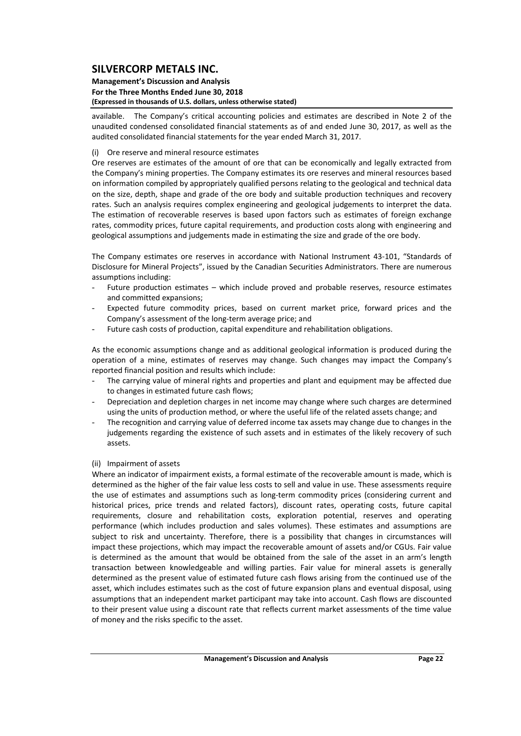available. The Company's critical accounting policies and estimates are described in Note 2 of the unaudited condensed consolidated financial statements as of and ended June 30, 2017, as well as the audited consolidated financial statements for the year ended March 31, 2017.

(i) Ore reserve and mineral resource estimates

Ore reserves are estimates of the amount of ore that can be economically and legally extracted from the Company's mining properties. The Company estimates its ore reserves and mineral resources based on information compiled by appropriately qualified persons relating to the geological and technical data on the size, depth, shape and grade of the ore body and suitable production techniques and recovery rates. Such an analysis requires complex engineering and geological judgements to interpret the data. The estimation of recoverable reserves is based upon factors such as estimates of foreign exchange rates, commodity prices, future capital requirements, and production costs along with engineering and geological assumptions and judgements made in estimating the size and grade of the ore body.

The Company estimates ore reserves in accordance with National Instrument 43-101, "Standards of Disclosure for Mineral Projects", issued by the Canadian Securities Administrators. There are numerous assumptions including:

- Future production estimates – which include proved and probable reserves, resource estimates and committed expansions;
- Expected future commodity prices, based on current market price, forward prices and the Company's assessment of the long-term average price; and
- Future cash costs of production, capital expenditure and rehabilitation obligations.

As the economic assumptions change and as additional geological information is produced during the operation of a mine, estimates of reserves may change. Such changes may impact the Company's reported financial position and results which include:

- The carrying value of mineral rights and properties and plant and equipment may be affected due to changes in estimated future cash flows;
- Depreciation and depletion charges in net income may change where such charges are determined using the units of production method, or where the useful life of the related assets change; and
- The recognition and carrying value of deferred income tax assets may change due to changes in the judgements regarding the existence of such assets and in estimates of the likely recovery of such assets.

(ii) Impairment of assets

Where an indicator of impairment exists, a formal estimate of the recoverable amount is made, which is determined as the higher of the fair value less costs to sell and value in use. These assessments require the use of estimates and assumptions such as long-term commodity prices (considering current and historical prices, price trends and related factors), discount rates, operating costs, future capital requirements, closure and rehabilitation costs, exploration potential, reserves and operating performance (which includes production and sales volumes). These estimates and assumptions are subject to risk and uncertainty. Therefore, there is a possibility that changes in circumstances will impact these projections, which may impact the recoverable amount of assets and/or CGUs. Fair value is determined as the amount that would be obtained from the sale of the asset in an arm's length transaction between knowledgeable and willing parties. Fair value for mineral assets is generally determined as the present value of estimated future cash flows arising from the continued use of the asset, which includes estimates such as the cost of future expansion plans and eventual disposal, using assumptions that an independent market participant may take into account. Cash flows are discounted to their present value using a discount rate that reflects current market assessments of the time value of money and the risks specific to the asset.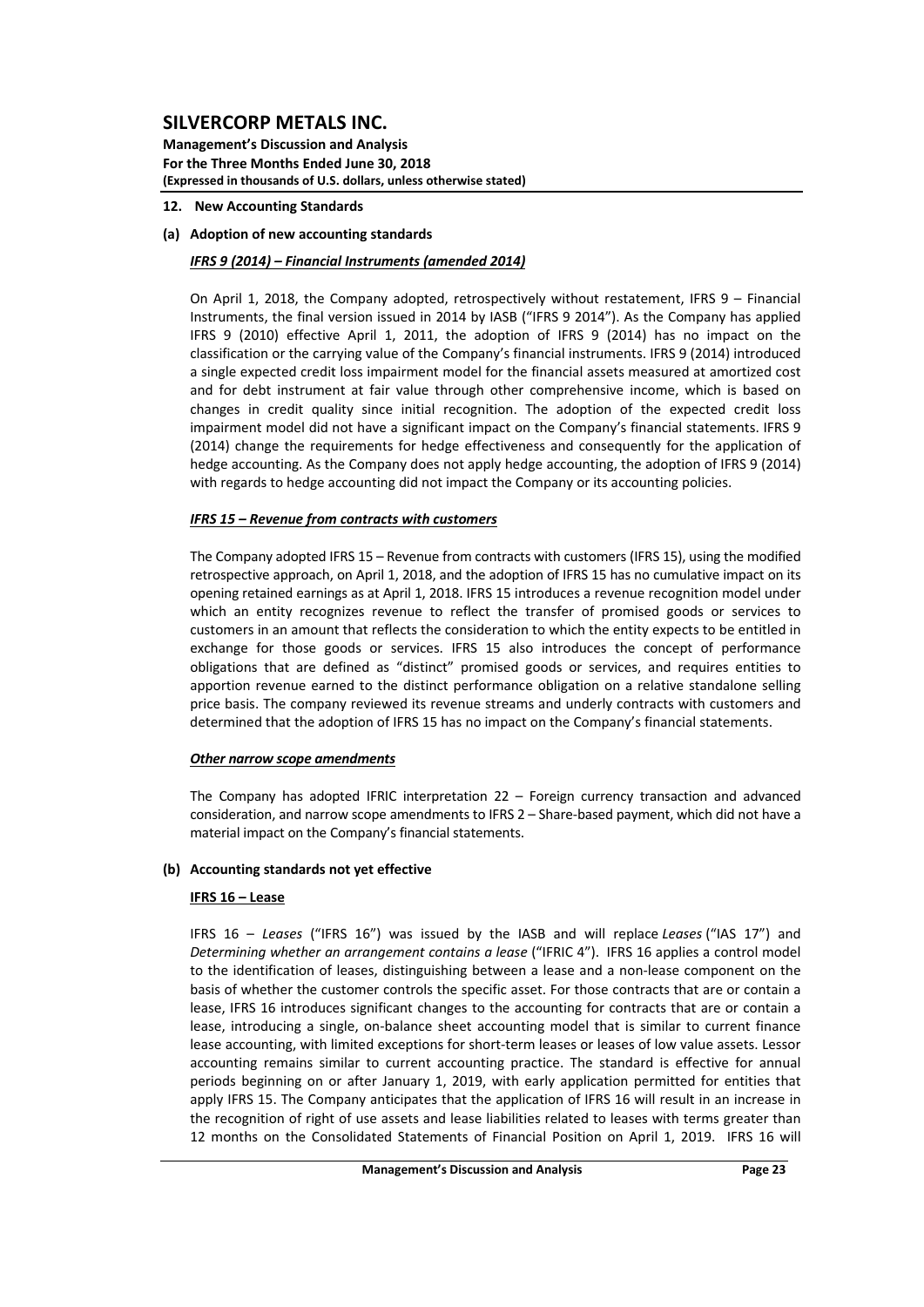## 12. New Accounting Standards

### (a) Adoption of new accounting standards

***IFRS 9 (2014) – Financial Instruments (amended 2014)***

On April 1, 2018, the Company adopted, retrospectively without restatement, IFRS 9 – Financial Instruments, the final version issued in 2014 by IASB ("IFRS 9 2014"). As the Company has applied IFRS 9 (2010) effective April 1, 2011, the adoption of IFRS 9 (2014) has no impact on the classification or the carrying value of the Company's financial instruments. IFRS 9 (2014) introduced a single expected credit loss impairment model for the financial assets measured at amortized cost and for debt instrument at fair value through other comprehensive income, which is based on changes in credit quality since initial recognition. The adoption of the expected credit loss impairment model did not have a significant impact on the Company's financial statements. IFRS 9 (2014) change the requirements for hedge effectiveness and consequently for the application of hedge accounting. As the Company does not apply hedge accounting, the adoption of IFRS 9 (2014) with regards to hedge accounting did not impact the Company or its accounting policies.

***IFRS 15 – Revenue from contracts with customers***

The Company adopted IFRS 15 – Revenue from contracts with customers (IFRS 15), using the modified retrospective approach, on April 1, 2018, and the adoption of IFRS 15 has no cumulative impact on its opening retained earnings as at April 1, 2018. IFRS 15 introduces a revenue recognition model under which an entity recognizes revenue to reflect the transfer of promised goods or services to customers in an amount that reflects the consideration to which the entity expects to be entitled in exchange for those goods or services. IFRS 15 also introduces the concept of performance obligations that are defined as "distinct" promised goods or services, and requires entities to apportion revenue earned to the distinct performance obligation on a relative standalone selling price basis. The company reviewed its revenue streams and underly contracts with customers and determined that the adoption of IFRS 15 has no impact on the Company's financial statements.

***Other narrow scope amendments***

The Company has adopted IFRIC interpretation 22 – Foreign currency transaction and advanced consideration, and narrow scope amendments to IFRS 2 – Share-based payment, which did not have a material impact on the Company's financial statements.

### (b) Accounting standards not yet effective

**IFRS 16 – Lease**

IFRS 16 – *Leases* ("IFRS 16") was issued by the IASB and will replace *Leases* ("IAS 17") and *Determining whether an arrangement contains a lease* ("IFRIC 4"). IFRS 16 applies a control model to the identification of leases, distinguishing between a lease and a non-lease component on the basis of whether the customer controls the specific asset. For those contracts that are or contain a lease, IFRS 16 introduces significant changes to the accounting for contracts that are or contain a lease, introducing a single, on-balance sheet accounting model that is similar to current finance lease accounting, with limited exceptions for short-term leases or leases of low value assets. Lessor accounting remains similar to current accounting practice. The standard is effective for annual periods beginning on or after January 1, 2019, with early application permitted for entities that apply IFRS 15. The Company anticipates that the application of IFRS 16 will result in an increase in the recognition of right of use assets and lease liabilities related to leases with terms greater than 12 months on the Consolidated Statements of Financial Position on April 1, 2019. IFRS 16 will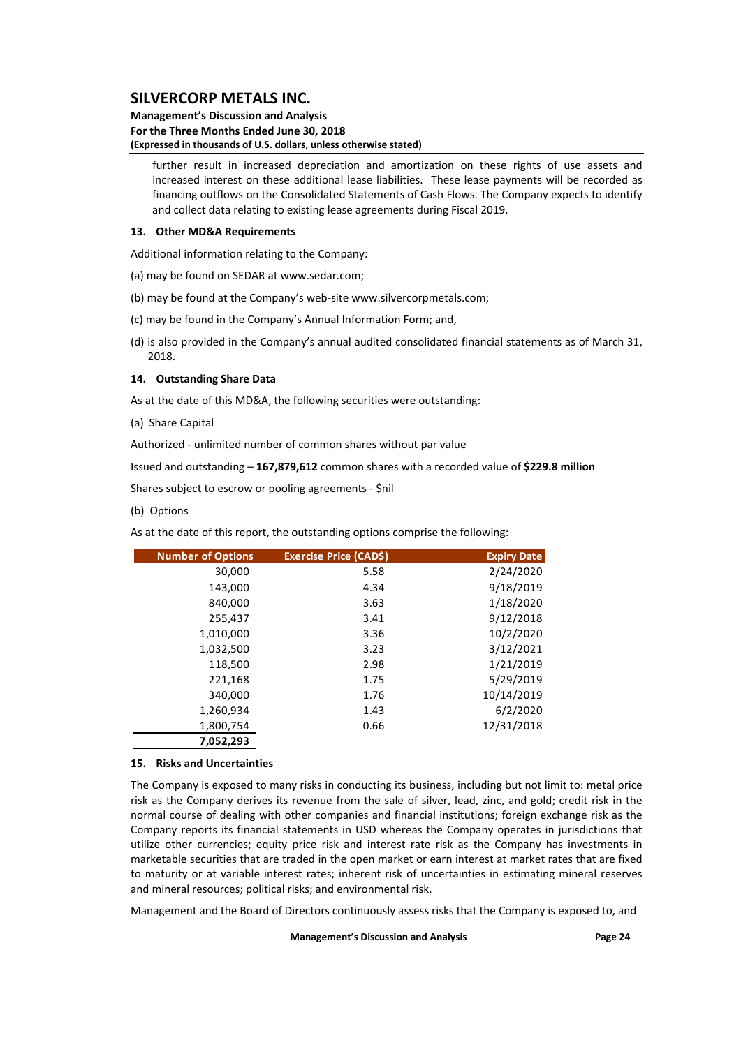further result in increased depreciation and amortization on these rights of use assets and increased interest on these additional lease liabilities. These lease payments will be recorded as financing outflows on the Consolidated Statements of Cash Flows. The Company expects to identify and collect data relating to existing lease agreements during Fiscal 2019.

## 13. Other MD&A Requirements

Additional information relating to the Company:

(a) may be found on SEDAR at www.sedar.com;

(b) may be found at the Company's web-site www.silvercorpmetals.com;

(c) may be found in the Company's Annual Information Form; and,

(d) is also provided in the Company's annual audited consolidated financial statements as of March 31, 2018.

## 14. Outstanding Share Data

As at the date of this MD&A, the following securities were outstanding:

(a) Share Capital

Authorized - unlimited number of common shares without par value

Issued and outstanding – **167,879,612** common shares with a recorded value of **$229.8 million**

Shares subject to escrow or pooling agreements - $nil

(b) Options

As at the date of this report, the outstanding options comprise the following:

| Number of Options | Exercise Price (CAD$) | Expiry Date |
|---|---|---|
| 30,000 | 5.58 | 2/24/2020 |
| 143,000 | 4.34 | 9/18/2019 |
| 840,000 | 3.63 | 1/18/2020 |
| 255,437 | 3.41 | 9/12/2018 |
| 1,010,000 | 3.36 | 10/2/2020 |
| 1,032,500 | 3.23 | 3/12/2021 |
| 118,500 | 2.98 | 1/21/2019 |
| 221,168 | 1.75 | 5/29/2019 |
| 340,000 | 1.76 | 10/14/2019 |
| 1,260,934 | 1.43 | 6/2/2020 |
| 1,800,754 | 0.66 | 12/31/2018 |
| **7,052,293** | | |

## 15. Risks and Uncertainties

The Company is exposed to many risks in conducting its business, including but not limit to: metal price risk as the Company derives its revenue from the sale of silver, lead, zinc, and gold; credit risk in the normal course of dealing with other companies and financial institutions; foreign exchange risk as the Company reports its financial statements in USD whereas the Company operates in jurisdictions that utilize other currencies; equity price risk and interest rate risk as the Company has investments in marketable securities that are traded in the open market or earn interest at market rates that are fixed to maturity or at variable interest rates; inherent risk of uncertainties in estimating mineral reserves and mineral resources; political risks; and environmental risk.

Management and the Board of Directors continuously assess risks that the Company is exposed to, and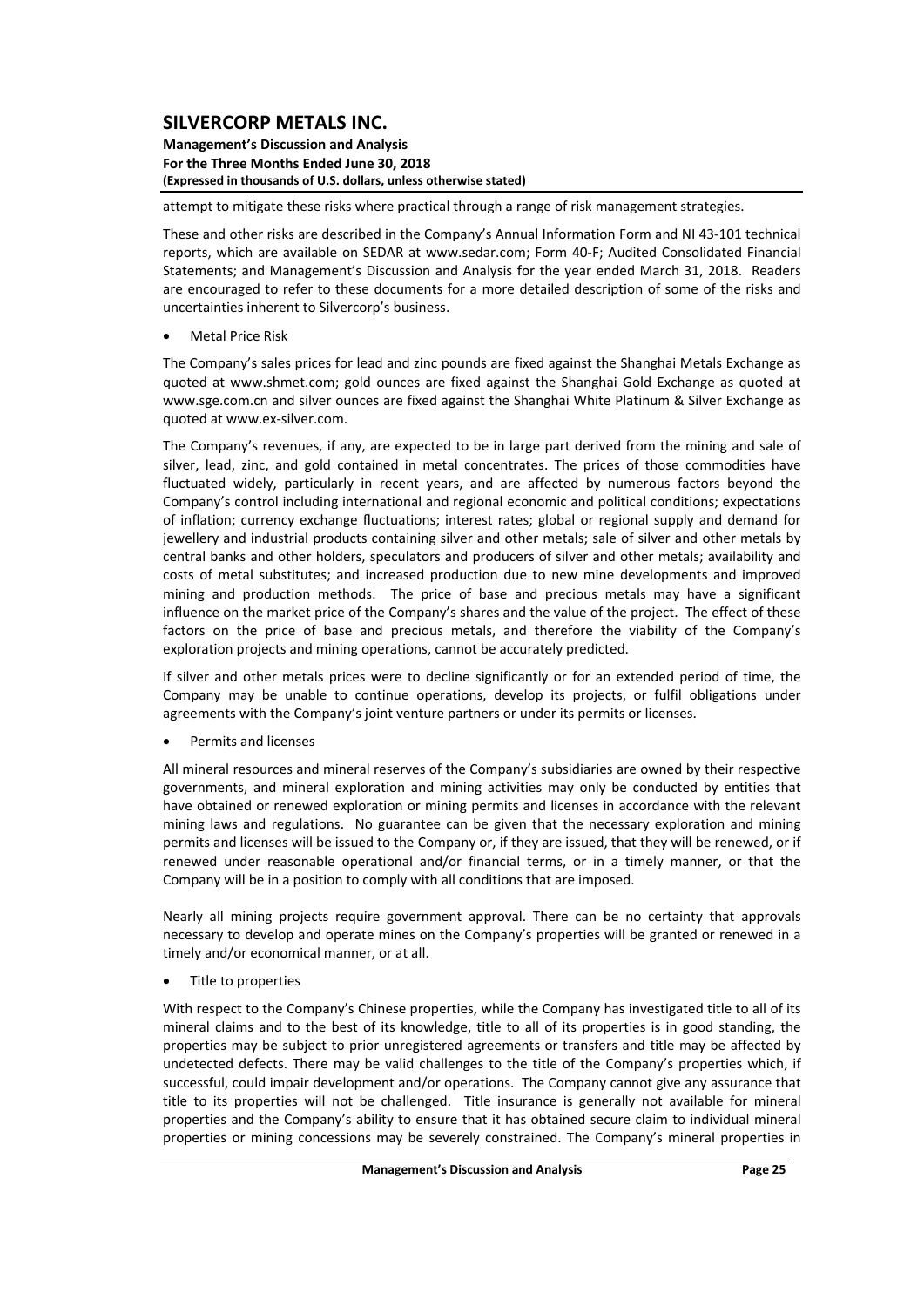attempt to mitigate these risks where practical through a range of risk management strategies.

These and other risks are described in the Company's Annual Information Form and NI 43-101 technical reports, which are available on SEDAR at www.sedar.com; Form 40-F; Audited Consolidated Financial Statements; and Management's Discussion and Analysis for the year ended March 31, 2018. Readers are encouraged to refer to these documents for a more detailed description of some of the risks and uncertainties inherent to Silvercorp's business.

- Metal Price Risk

The Company's sales prices for lead and zinc pounds are fixed against the Shanghai Metals Exchange as quoted at www.shmet.com; gold ounces are fixed against the Shanghai Gold Exchange as quoted at www.sge.com.cn and silver ounces are fixed against the Shanghai White Platinum & Silver Exchange as quoted at www.ex-silver.com.

The Company's revenues, if any, are expected to be in large part derived from the mining and sale of silver, lead, zinc, and gold contained in metal concentrates. The prices of those commodities have fluctuated widely, particularly in recent years, and are affected by numerous factors beyond the Company's control including international and regional economic and political conditions; expectations of inflation; currency exchange fluctuations; interest rates; global or regional supply and demand for jewellery and industrial products containing silver and other metals; sale of silver and other metals by central banks and other holders, speculators and producers of silver and other metals; availability and costs of metal substitutes; and increased production due to new mine developments and improved mining and production methods. The price of base and precious metals may have a significant influence on the market price of the Company's shares and the value of the project. The effect of these factors on the price of base and precious metals, and therefore the viability of the Company's exploration projects and mining operations, cannot be accurately predicted.

If silver and other metals prices were to decline significantly or for an extended period of time, the Company may be unable to continue operations, develop its projects, or fulfil obligations under agreements with the Company's joint venture partners or under its permits or licenses.

- Permits and licenses

All mineral resources and mineral reserves of the Company's subsidiaries are owned by their respective governments, and mineral exploration and mining activities may only be conducted by entities that have obtained or renewed exploration or mining permits and licenses in accordance with the relevant mining laws and regulations. No guarantee can be given that the necessary exploration and mining permits and licenses will be issued to the Company or, if they are issued, that they will be renewed, or if renewed under reasonable operational and/or financial terms, or in a timely manner, or that the Company will be in a position to comply with all conditions that are imposed.

Nearly all mining projects require government approval. There can be no certainty that approvals necessary to develop and operate mines on the Company's properties will be granted or renewed in a timely and/or economical manner, or at all.

- Title to properties

With respect to the Company's Chinese properties, while the Company has investigated title to all of its mineral claims and to the best of its knowledge, title to all of its properties is in good standing, the properties may be subject to prior unregistered agreements or transfers and title may be affected by undetected defects. There may be valid challenges to the title of the Company's properties which, if successful, could impair development and/or operations. The Company cannot give any assurance that title to its properties will not be challenged. Title insurance is generally not available for mineral properties and the Company's ability to ensure that it has obtained secure claim to individual mineral properties or mining concessions may be severely constrained. The Company's mineral properties in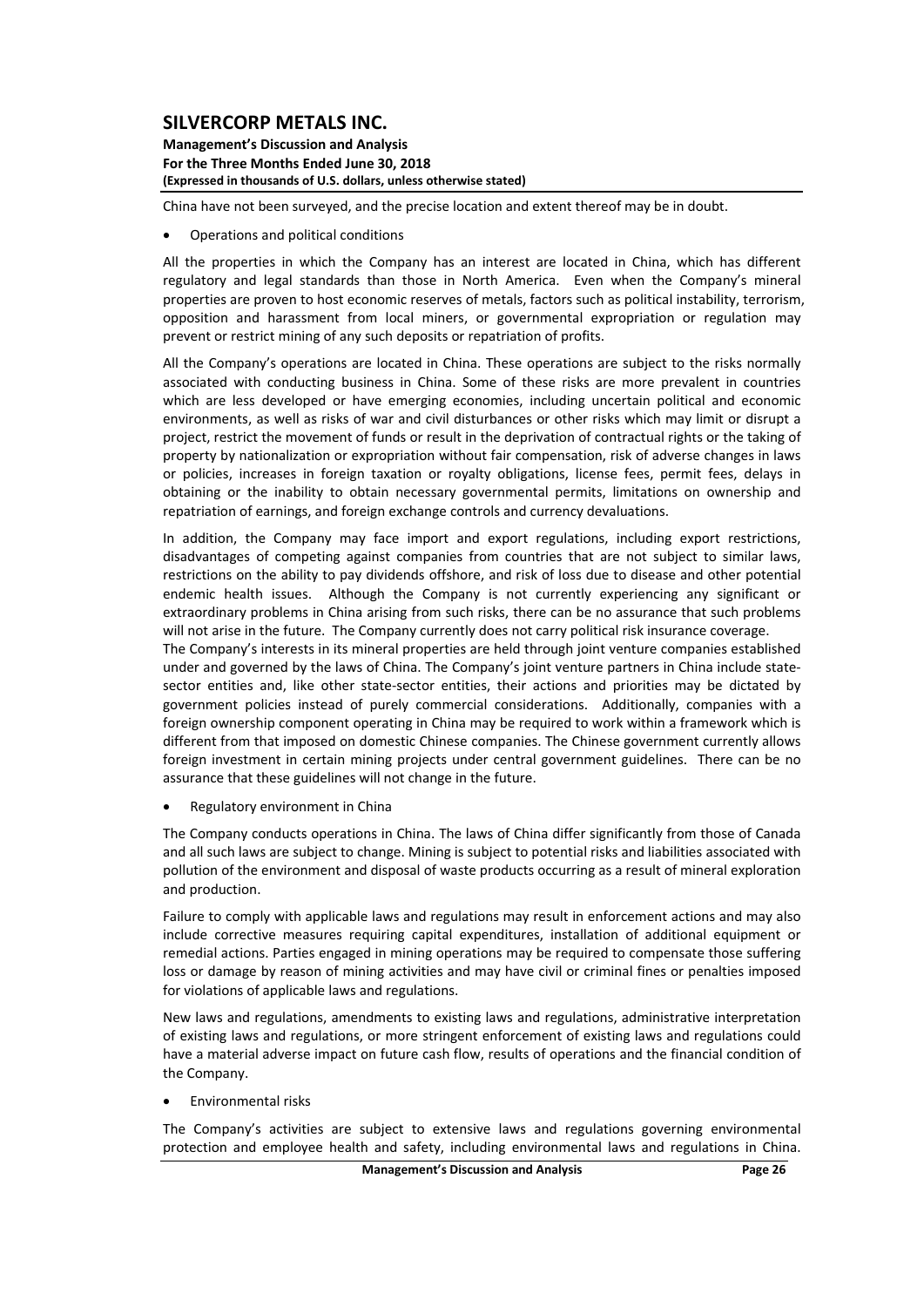China have not been surveyed, and the precise location and extent thereof may be in doubt.

- Operations and political conditions

All the properties in which the Company has an interest are located in China, which has different regulatory and legal standards than those in North America. Even when the Company's mineral properties are proven to host economic reserves of metals, factors such as political instability, terrorism, opposition and harassment from local miners, or governmental expropriation or regulation may prevent or restrict mining of any such deposits or repatriation of profits.

All the Company's operations are located in China. These operations are subject to the risks normally associated with conducting business in China. Some of these risks are more prevalent in countries which are less developed or have emerging economies, including uncertain political and economic environments, as well as risks of war and civil disturbances or other risks which may limit or disrupt a project, restrict the movement of funds or result in the deprivation of contractual rights or the taking of property by nationalization or expropriation without fair compensation, risk of adverse changes in laws or policies, increases in foreign taxation or royalty obligations, license fees, permit fees, delays in obtaining or the inability to obtain necessary governmental permits, limitations on ownership and repatriation of earnings, and foreign exchange controls and currency devaluations.

In addition, the Company may face import and export regulations, including export restrictions, disadvantages of competing against companies from countries that are not subject to similar laws, restrictions on the ability to pay dividends offshore, and risk of loss due to disease and other potential endemic health issues. Although the Company is not currently experiencing any significant or extraordinary problems in China arising from such risks, there can be no assurance that such problems will not arise in the future. The Company currently does not carry political risk insurance coverage.

The Company's interests in its mineral properties are held through joint venture companies established under and governed by the laws of China. The Company's joint venture partners in China include state-sector entities and, like other state-sector entities, their actions and priorities may be dictated by government policies instead of purely commercial considerations. Additionally, companies with a foreign ownership component operating in China may be required to work within a framework which is different from that imposed on domestic Chinese companies. The Chinese government currently allows foreign investment in certain mining projects under central government guidelines. There can be no assurance that these guidelines will not change in the future.

- Regulatory environment in China

The Company conducts operations in China. The laws of China differ significantly from those of Canada and all such laws are subject to change. Mining is subject to potential risks and liabilities associated with pollution of the environment and disposal of waste products occurring as a result of mineral exploration and production.

Failure to comply with applicable laws and regulations may result in enforcement actions and may also include corrective measures requiring capital expenditures, installation of additional equipment or remedial actions. Parties engaged in mining operations may be required to compensate those suffering loss or damage by reason of mining activities and may have civil or criminal fines or penalties imposed for violations of applicable laws and regulations.

New laws and regulations, amendments to existing laws and regulations, administrative interpretation of existing laws and regulations, or more stringent enforcement of existing laws and regulations could have a material adverse impact on future cash flow, results of operations and the financial condition of the Company.

- Environmental risks

The Company's activities are subject to extensive laws and regulations governing environmental protection and employee health and safety, including environmental laws and regulations in China.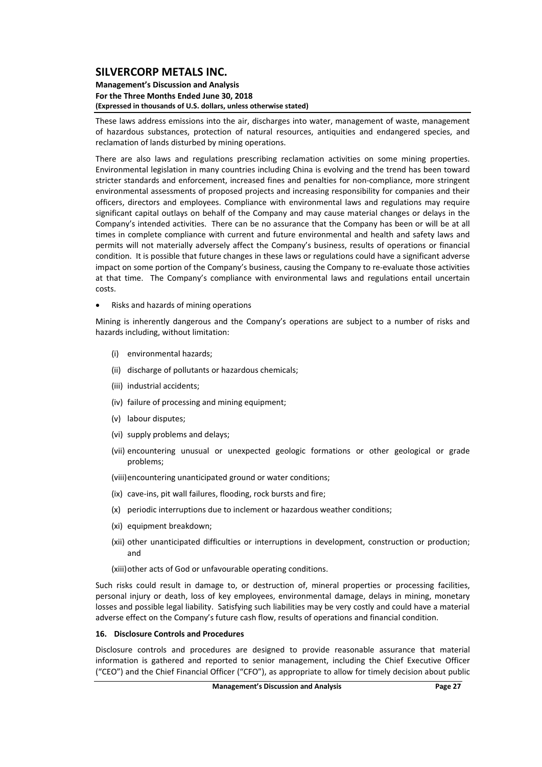These laws address emissions into the air, discharges into water, management of waste, management of hazardous substances, protection of natural resources, antiquities and endangered species, and reclamation of lands disturbed by mining operations.

There are also laws and regulations prescribing reclamation activities on some mining properties. Environmental legislation in many countries including China is evolving and the trend has been toward stricter standards and enforcement, increased fines and penalties for non-compliance, more stringent environmental assessments of proposed projects and increasing responsibility for companies and their officers, directors and employees. Compliance with environmental laws and regulations may require significant capital outlays on behalf of the Company and may cause material changes or delays in the Company's intended activities. There can be no assurance that the Company has been or will be at all times in complete compliance with current and future environmental and health and safety laws and permits will not materially adversely affect the Company's business, results of operations or financial condition. It is possible that future changes in these laws or regulations could have a significant adverse impact on some portion of the Company's business, causing the Company to re-evaluate those activities at that time. The Company's compliance with environmental laws and regulations entail uncertain costs.

- Risks and hazards of mining operations

Mining is inherently dangerous and the Company's operations are subject to a number of risks and hazards including, without limitation:

(i) environmental hazards;

(ii) discharge of pollutants or hazardous chemicals;

(iii) industrial accidents;

(iv) failure of processing and mining equipment;

(v) labour disputes;

(vi) supply problems and delays;

(vii) encountering unusual or unexpected geologic formations or other geological or grade problems;

(viii) encountering unanticipated ground or water conditions;

(ix) cave-ins, pit wall failures, flooding, rock bursts and fire;

(x) periodic interruptions due to inclement or hazardous weather conditions;

(xi) equipment breakdown;

(xii) other unanticipated difficulties or interruptions in development, construction or production; and

(xiii) other acts of God or unfavourable operating conditions.

Such risks could result in damage to, or destruction of, mineral properties or processing facilities, personal injury or death, loss of key employees, environmental damage, delays in mining, monetary losses and possible legal liability. Satisfying such liabilities may be very costly and could have a material adverse effect on the Company's future cash flow, results of operations and financial condition.

## 16. Disclosure Controls and Procedures

Disclosure controls and procedures are designed to provide reasonable assurance that material information is gathered and reported to senior management, including the Chief Executive Officer ("CEO") and the Chief Financial Officer ("CFO"), as appropriate to allow for timely decision about public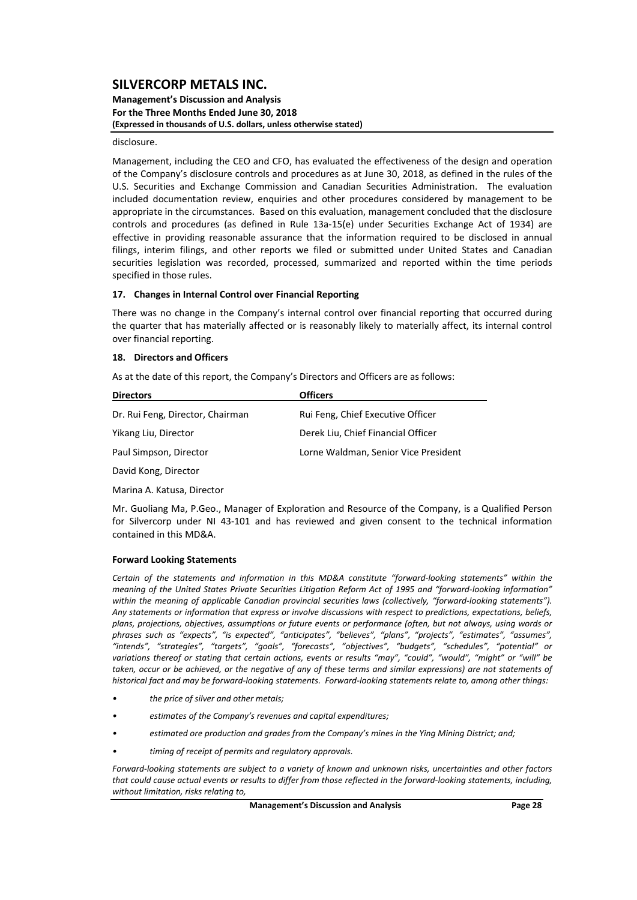disclosure.

Management, including the CEO and CFO, has evaluated the effectiveness of the design and operation of the Company's disclosure controls and procedures as at June 30, 2018, as defined in the rules of the U.S. Securities and Exchange Commission and Canadian Securities Administration. The evaluation included documentation review, enquiries and other procedures considered by management to be appropriate in the circumstances. Based on this evaluation, management concluded that the disclosure controls and procedures (as defined in Rule 13a-15(e) under Securities Exchange Act of 1934) are effective in providing reasonable assurance that the information required to be disclosed in annual filings, interim filings, and other reports we filed or submitted under United States and Canadian securities legislation was recorded, processed, summarized and reported within the time periods specified in those rules.

### 17. Changes in Internal Control over Financial Reporting

There was no change in the Company's internal control over financial reporting that occurred during the quarter that has materially affected or is reasonably likely to materially affect, its internal control over financial reporting.

### 18. Directors and Officers

As at the date of this report, the Company's Directors and Officers are as follows:

| Directors | Officers |
|---|---|
| Dr. Rui Feng, Director, Chairman | Rui Feng, Chief Executive Officer |
| Yikang Liu, Director | Derek Liu, Chief Financial Officer |
| Paul Simpson, Director | Lorne Waldman, Senior Vice President |
| David Kong, Director | |
| Marina A. Katusa, Director | |

Mr. Guoliang Ma, P.Geo., Manager of Exploration and Resource of the Company, is a Qualified Person for Silvercorp under NI 43-101 and has reviewed and given consent to the technical information contained in this MD&A.

### Forward Looking Statements

*Certain of the statements and information in this MD&A constitute "forward-looking statements" within the meaning of the United States Private Securities Litigation Reform Act of 1995 and "forward-looking information" within the meaning of applicable Canadian provincial securities laws (collectively, "forward-looking statements"). Any statements or information that express or involve discussions with respect to predictions, expectations, beliefs, plans, projections, objectives, assumptions or future events or performance (often, but not always, using words or phrases such as "expects", "is expected", "anticipates", "believes", "plans", "projects", "estimates", "assumes", "intends", "strategies", "targets", "goals", "forecasts", "objectives", "budgets", "schedules", "potential" or variations thereof or stating that certain actions, events or results "may", "could", "would", "might" or "will" be taken, occur or be achieved, or the negative of any of these terms and similar expressions) are not statements of historical fact and may be forward-looking statements. Forward-looking statements relate to, among other things:*

- *the price of silver and other metals;*
- *estimates of the Company's revenues and capital expenditures;*
- *estimated ore production and grades from the Company's mines in the Ying Mining District; and;*
- *timing of receipt of permits and regulatory approvals.*

*Forward-looking statements are subject to a variety of known and unknown risks, uncertainties and other factors that could cause actual events or results to differ from those reflected in the forward-looking statements, including, without limitation, risks relating to,*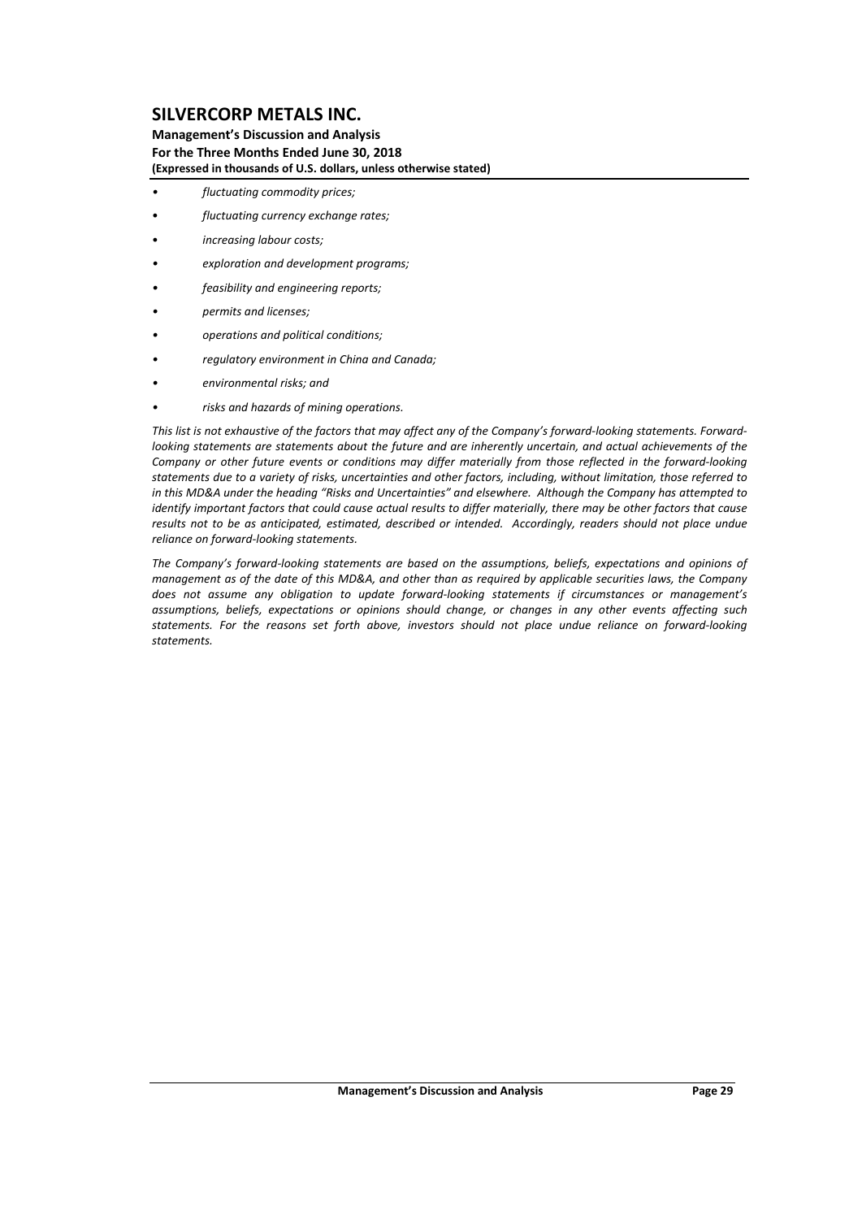- *fluctuating commodity prices;*
- *fluctuating currency exchange rates;*
- *increasing labour costs;*
- *exploration and development programs;*
- *feasibility and engineering reports;*
- *permits and licenses;*
- *operations and political conditions;*
- *regulatory environment in China and Canada;*
- *environmental risks; and*
- *risks and hazards of mining operations.*

*This list is not exhaustive of the factors that may affect any of the Company's forward-looking statements. Forward-looking statements are statements about the future and are inherently uncertain, and actual achievements of the Company or other future events or conditions may differ materially from those reflected in the forward-looking statements due to a variety of risks, uncertainties and other factors, including, without limitation, those referred to in this MD&A under the heading "Risks and Uncertainties" and elsewhere. Although the Company has attempted to identify important factors that could cause actual results to differ materially, there may be other factors that cause results not to be as anticipated, estimated, described or intended. Accordingly, readers should not place undue reliance on forward-looking statements.*

*The Company's forward-looking statements are based on the assumptions, beliefs, expectations and opinions of management as of the date of this MD&A, and other than as required by applicable securities laws, the Company does not assume any obligation to update forward-looking statements if circumstances or management's assumptions, beliefs, expectations or opinions should change, or changes in any other events affecting such statements. For the reasons set forth above, investors should not place undue reliance on forward-looking statements.*